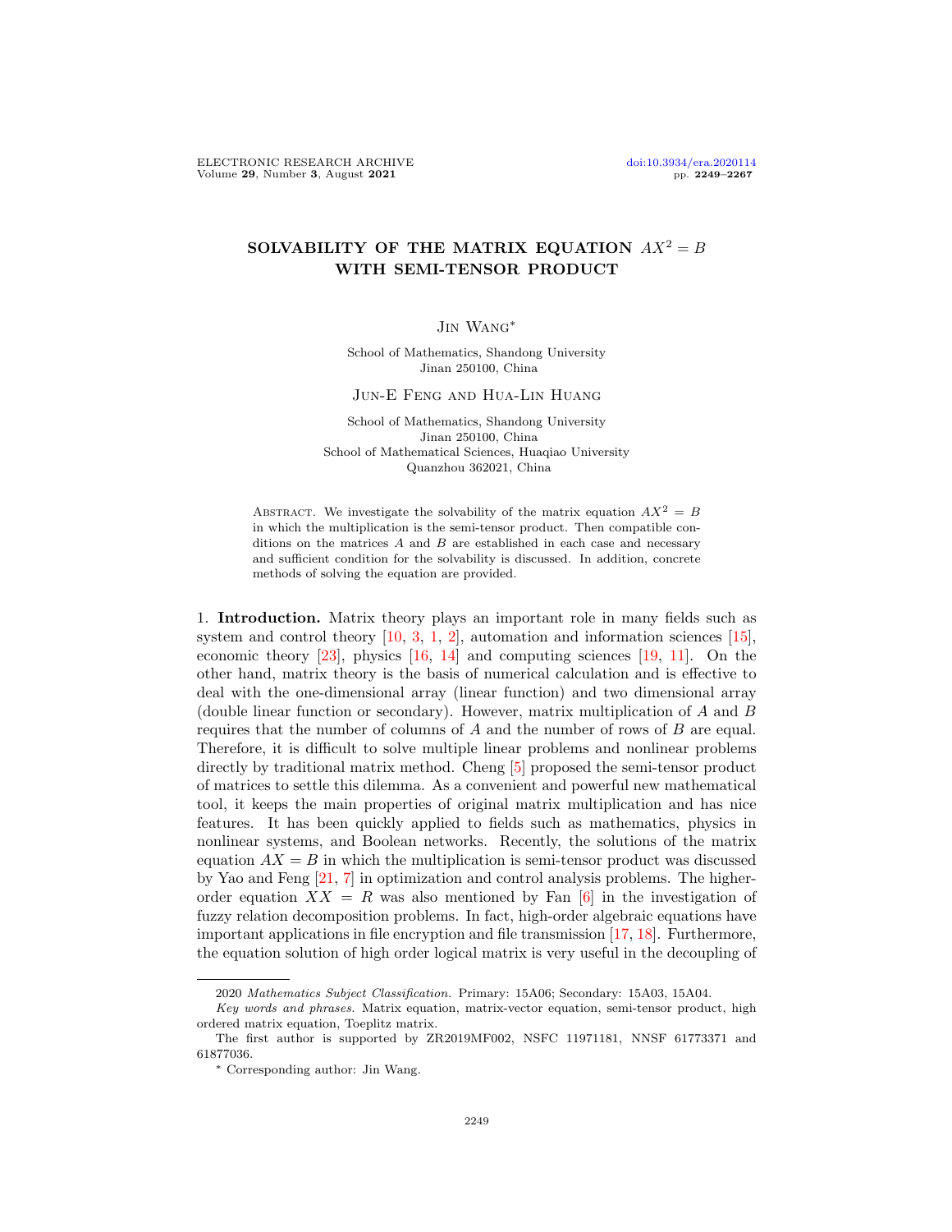# SOLVABILITY OF THE MATRIX EQUATION $AX^2 = B$ WITH SEMI-TENSOR PRODUCT

Jin Wang*

School of Mathematics, Shandong University
Jinan 250100, China

Jun-E Feng and Hua-Lin Huang

School of Mathematics, Shandong University
Jinan 250100, China
School of Mathematical Sciences, Huaqiao University
Quanzhou 362021, China

Abstract. We investigate the solvability of the matrix equation $AX^2 = B$ in which the multiplication is the semi-tensor product. Then compatible conditions on the matrices $A$ and $B$ are established in each case and necessary and sufficient condition for the solvability is discussed. In addition, concrete methods of solving the equation are provided.

1. **Introduction.** Matrix theory plays an important role in many fields such as system and control theory [10, 3, 1, 2], automation and information sciences [15], economic theory [23], physics [16, 14] and computing sciences [19, 11]. On the other hand, matrix theory is the basis of numerical calculation and is effective to deal with the one-dimensional array (linear function) and two dimensional array (double linear function or secondary). However, matrix multiplication of $A$ and $B$ requires that the number of columns of $A$ and the number of rows of $B$ are equal. Therefore, it is difficult to solve multiple linear problems and nonlinear problems directly by traditional matrix method. Cheng [5] proposed the semi-tensor product of matrices to settle this dilemma. As a convenient and powerful new mathematical tool, it keeps the main properties of original matrix multiplication and has nice features. It has been quickly applied to fields such as mathematics, physics in nonlinear systems, and Boolean networks. Recently, the solutions of the matrix equation $AX = B$ in which the multiplication is semi-tensor product was discussed by Yao and Feng [21, 7] in optimization and control analysis problems. The higher-order equation $XX = R$ was also mentioned by Fan [6] in the investigation of fuzzy relation decomposition problems. In fact, high-order algebraic equations have important applications in file encryption and file transmission [17, 18]. Furthermore, the equation solution of high order logical matrix is very useful in the decoupling of

2020 *Mathematics Subject Classification.* Primary: 15A06; Secondary: 15A03, 15A04.

*Key words and phrases.* Matrix equation, matrix-vector equation, semi-tensor product, high ordered matrix equation, Toeplitz matrix.

The first author is supported by ZR2019MF002, NSFC 11971181, NNSF 61773371 and 61877036.

* Corresponding author: Jin Wang.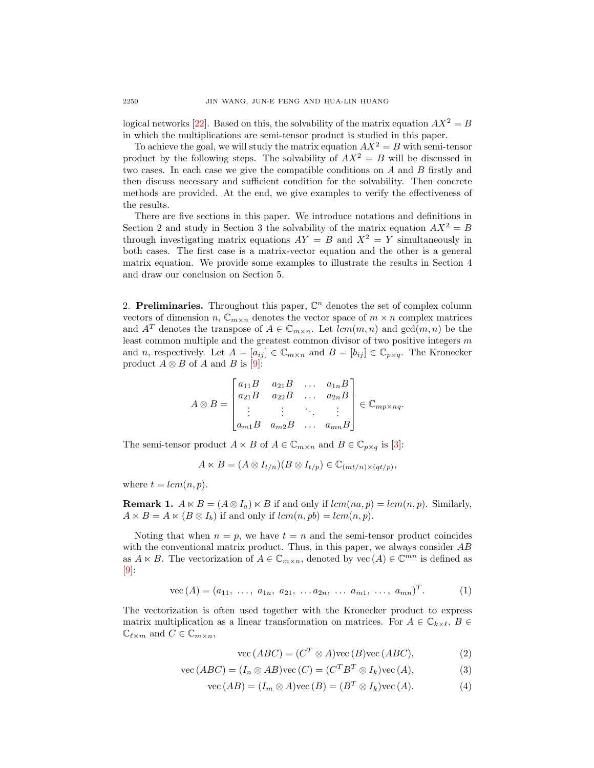logical networks [22]. Based on this, the solvability of the matrix equation $AX^2 = B$ in which the multiplications are semi-tensor product is studied in this paper.

To achieve the goal, we will study the matrix equation $AX^2 = B$ with semi-tensor product by the following steps. The solvability of $AX^2 = B$ will be discussed in two cases. In each case we give the compatible conditions on $A$ and $B$ firstly and then discuss necessary and sufficient condition for the solvability. Then concrete methods are provided. At the end, we give examples to verify the effectiveness of the results.

There are five sections in this paper. We introduce notations and definitions in Section 2 and study in Section 3 the solvability of the matrix equation $AX^2 = B$ through investigating matrix equations $AY = B$ and $X^2 = Y$ simultaneously in both cases. The first case is a matrix-vector equation and the other is a general matrix equation. We provide some examples to illustrate the results in Section 4 and draw our conclusion on Section 5.

## 2. Preliminaries.

Throughout this paper, $\mathbb{C}^n$ denotes the set of complex column vectors of dimension $n$, $\mathbb{C}_{m\times n}$ denotes the vector space of $m \times n$ complex matrices and $A^T$ denotes the transpose of $A \in \mathbb{C}_{m\times n}$. Let $lcm(m, n)$ and $\gcd(m, n)$ be the least common multiple and the greatest common divisor of two positive integers $m$ and $n$, respectively. Let $A = [a_{ij}] \in \mathbb{C}_{m\times n}$ and $B = [b_{ij}] \in \mathbb{C}_{p\times q}$. The Kronecker product $A \otimes B$ of $A$ and $B$ is [9]:

$$A \otimes B = \begin{bmatrix} a_{11}B & a_{21}B & \dots & a_{1n}B \\ a_{21}B & a_{22}B & \dots & a_{2n}B \\ \vdots & \vdots & \ddots & \vdots \\ a_{m1}B & a_{m2}B & \dots & a_{mn}B \end{bmatrix} \in \mathbb{C}_{mp\times nq}.$$

The semi-tensor product $A \ltimes B$ of $A \in \mathbb{C}_{m\times n}$ and $B \in \mathbb{C}_{p\times q}$ is [3]:

$$A \ltimes B = (A \otimes I_{t/n})(B \otimes I_{t/p}) \in \mathbb{C}_{(mt/n)\times(qt/p)},$$

where $t = lcm(n, p)$.

**Remark 1.** $A \ltimes B = (A \otimes I_a) \ltimes B$ if and only if $lcm(na, p) = lcm(n, p)$. Similarly, $A \ltimes B = A \ltimes (B \otimes I_b)$ if and only if $lcm(n, pb) = lcm(n, p)$.

Noting that when $n = p$, we have $t = n$ and the semi-tensor product coincides with the conventional matrix product. Thus, in this paper, we always consider $AB$ as $A \ltimes B$. The vectorization of $A \in \mathbb{C}_{m\times n}$, denoted by $\mathrm{vec}\,(A) \in \mathbb{C}^{mn}$ is defined as [9]:

$$\mathrm{vec}\,(A) = (a_{11},\ \dots,\ a_{1n},\ a_{21},\ \dots a_{2n},\ \dots\ a_{m1},\ \dots,\ a_{mn})^T. \tag{1}$$

The vectorization is often used together with the Kronecker product to express matrix multiplication as a linear transformation on matrices. For $A \in \mathbb{C}_{k\times \ell}$, $B \in \mathbb{C}_{\ell\times m}$ and $C \in \mathbb{C}_{m\times n}$,

$$\mathrm{vec}\,(ABC) = (C^T \otimes A)\mathrm{vec}\,(B)\mathrm{vec}\,(ABC), \tag{2}$$

$$\mathrm{vec}\,(ABC) = (I_n \otimes AB)\mathrm{vec}\,(C) = (C^T B^T \otimes I_k)\mathrm{vec}\,(A), \tag{3}$$

$$\mathrm{vec}\,(AB) = (I_m \otimes A)\mathrm{vec}\,(B) = (B^T \otimes I_k)\mathrm{vec}\,(A). \tag{4}$$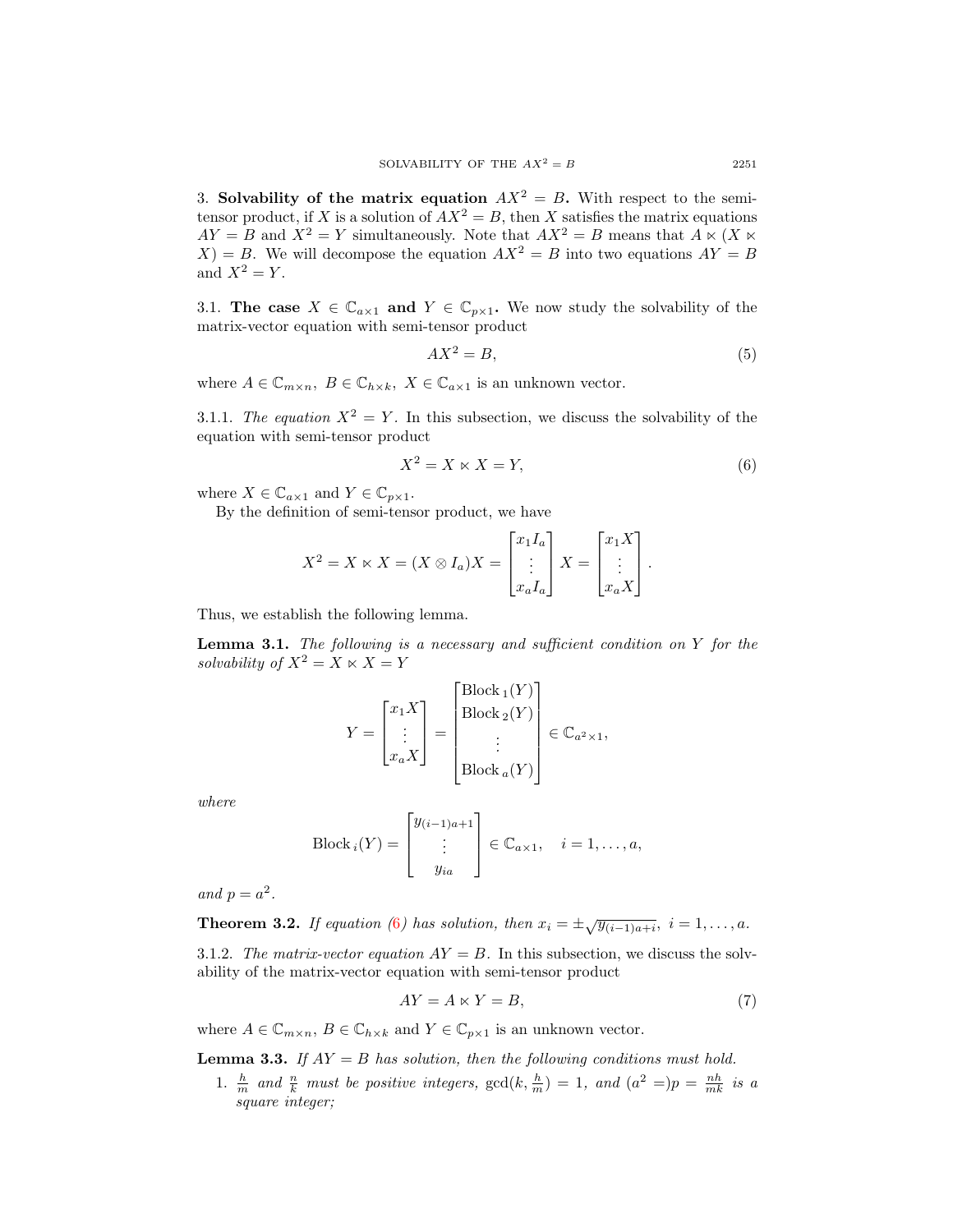3. **Solvability of the matrix equation $AX^2 = B$.** With respect to the semi-tensor product, if $X$ is a solution of $AX^2 = B$, then $X$ satisfies the matrix equations $AY = B$ and $X^2 = Y$ simultaneously. Note that $AX^2 = B$ means that $A \ltimes (X \ltimes X) = B$. We will decompose the equation $AX^2 = B$ into two equations $AY = B$ and $X^2 = Y$.

3.1. **The case $X \in \mathbb{C}_{a\times 1}$ and $Y \in \mathbb{C}_{p\times 1}$.** We now study the solvability of the matrix-vector equation with semi-tensor product

$$AX^2 = B, \tag{5}$$

where $A \in \mathbb{C}_{m\times n},\ B \in \mathbb{C}_{h\times k},\ X \in \mathbb{C}_{a\times 1}$ is an unknown vector.

3.1.1. *The equation $X^2 = Y$.* In this subsection, we discuss the solvability of the equation with semi-tensor product

$$X^2 = X \ltimes X = Y, \tag{6}$$

where $X \in \mathbb{C}_{a\times 1}$ and $Y \in \mathbb{C}_{p\times 1}$.

By the definition of semi-tensor product, we have

$$X^2 = X \ltimes X = (X \otimes I_a)X = \begin{bmatrix} x_1 I_a \\ \vdots \\ x_a I_a \end{bmatrix} X = \begin{bmatrix} x_1 X \\ \vdots \\ x_a X \end{bmatrix}.$$

Thus, we establish the following lemma.

**Lemma 3.1.** *The following is a necessary and sufficient condition on $Y$ for the solvability of $X^2 = X \ltimes X = Y$*

$$Y = \begin{bmatrix} x_1 X \\ \vdots \\ x_a X \end{bmatrix} = \begin{bmatrix} \text{Block}_1(Y) \\ \text{Block}_2(Y) \\ \vdots \\ \text{Block}_a(Y) \end{bmatrix} \in \mathbb{C}_{a^2\times 1},$$

*where*

$$\text{Block}_i(Y) = \begin{bmatrix} y_{(i-1)a+1} \\ \vdots \\ y_{ia} \end{bmatrix} \in \mathbb{C}_{a\times 1}, \quad i = 1, \dots, a,$$

*and $p = a^2$.*

**Theorem 3.2.** *If equation (6) has solution, then $x_i = \pm\sqrt{y_{(i-1)a+i}},\ i = 1, \dots, a$.*

3.1.2. *The matrix-vector equation $AY = B$.* In this subsection, we discuss the solvability of the matrix-vector equation with semi-tensor product

$$AY = A \ltimes Y = B, \tag{7}$$

where $A \in \mathbb{C}_{m\times n}$, $B \in \mathbb{C}_{h\times k}$ and $Y \in \mathbb{C}_{p\times 1}$ is an unknown vector.

**Lemma 3.3.** *If $AY = B$ has solution, then the following conditions must hold.*

1. *$\frac{h}{m}$ and $\frac{n}{k}$ must be positive integers, $\gcd(k, \frac{h}{m}) = 1$, and $(a^2 =)p = \frac{nh}{mk}$ is a square integer;*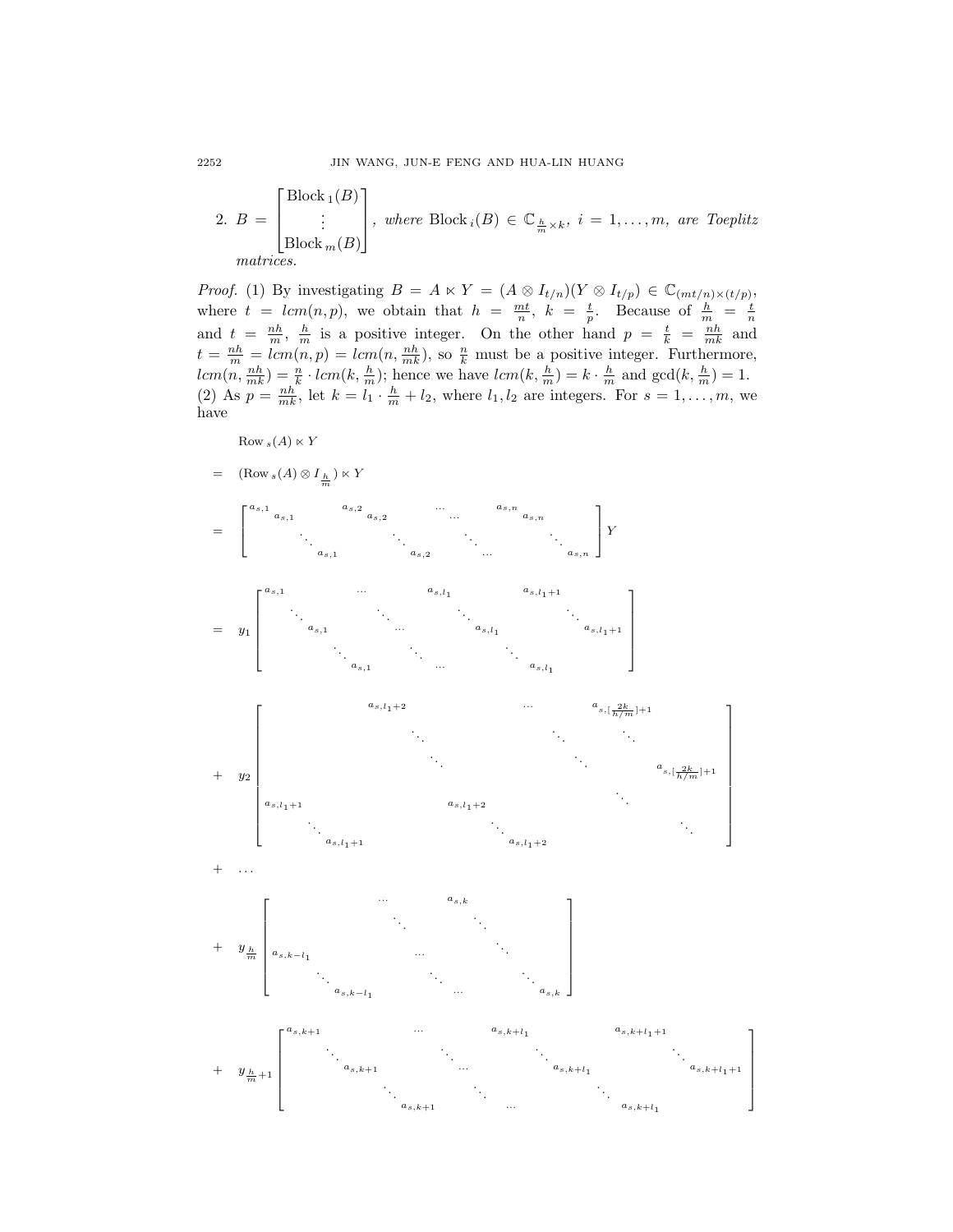2. $B = \begin{bmatrix} \text{Block}_1(B) \\ \vdots \\ \text{Block}_m(B) \end{bmatrix}$, *where* $\text{Block}_i(B) \in \mathbb{C}_{\frac{h}{m} \times k}$, $i = 1, \ldots, m$, *are Toeplitz matrices.*

*Proof.* (1) By investigating $B = A \ltimes Y = (A \otimes I_{t/n})(Y \otimes I_{t/p}) \in \mathbb{C}_{(mt/n) \times (t/p)}$, where $t = lcm(n, p)$, we obtain that $h = \frac{mt}{n}$, $k = \frac{t}{p}$. Because of $\frac{h}{m} = \frac{t}{n}$ and $t = \frac{nh}{m}$, $\frac{h}{m}$ is a positive integer. On the other hand $p = \frac{t}{k} = \frac{nh}{mk}$ and $t = \frac{nh}{m} = lcm(n, p) = lcm(n, \frac{nh}{mk})$, so $\frac{n}{k}$ must be a positive integer. Furthermore, $lcm(n, \frac{nh}{mk}) = \frac{n}{k} \cdot lcm(k, \frac{h}{m})$; hence we have $lcm(k, \frac{h}{m}) = k \cdot \frac{h}{m}$ and $\gcd(k, \frac{h}{m}) = 1$.
(2) As $p = \frac{nh}{mk}$, let $k = l_1 \cdot \frac{h}{m} + l_2$, where $l_1, l_2$ are integers. For $s = 1, \ldots, m$, we have

$$
\begin{aligned}
& \text{Row}_s(A) \ltimes Y \\
= \ & (\text{Row}_s(A) \otimes I_{\frac{h}{m}}) \ltimes Y \\
= \ & \begin{bmatrix} a_{s,1} & & & a_{s,2} & & & \cdots & & & a_{s,n} & & \\ & a_{s,1} & & & a_{s,2} & & & \cdots & & & a_{s,n} & \\ & & \ddots & & & \ddots & & & \ddots & & & \ddots \\ & & & a_{s,1} & & & a_{s,2} & & & \cdots & & a_{s,n} \end{bmatrix} Y \\
= \ & y_1 \begin{bmatrix} a_{s,1} & & \cdots & & a_{s,l_1} & & a_{s,l_1+1} & \\ & \ddots & & \ddots & & \ddots & & \ddots \\ & & a_{s,1} & \cdots & & a_{s,l_1} & & a_{s,l_1+1} \\ & & & \ddots & \ddots & & \ddots & \\ & & & a_{s,1} & \cdots & & a_{s,l_1} & \end{bmatrix} \\
+ \ & y_2 \begin{bmatrix} & & a_{s,l_1+2} & & \cdots & & a_{s,[\frac{2k}{h/m}]+1} & \\ & & & \ddots & & \ddots & & \ddots \\ & & & & \ddots & & \ddots & a_{s,[\frac{2k}{h/m}]+1} \\ a_{s,l_1+1} & & & & a_{s,l_1+2} & & & \ddots \\ & \ddots & & & & \ddots & & & \ddots \\ & & a_{s,l_1+1} & & & & a_{s,l_1+2} & \end{bmatrix} \\
+ \ & \ldots \\
+ \ & y_{\frac{h}{m}} \begin{bmatrix} & & \cdots & & a_{s,k} & \\ & & & \ddots & & \ddots \\ a_{s,k-l_1} & & & \cdots & & \ddots \\ & \ddots & & \ddots & & \ddots \\ & & a_{s,k-l_1} & & \cdots & & a_{s,k} \end{bmatrix} \\
+ \ & y_{\frac{h}{m}+1} \begin{bmatrix} a_{s,k+1} & & \cdots & & a_{s,k+l_1} & & a_{s,k+l_1+1} & \\ & \ddots & & \ddots & & \ddots & & \ddots \\ & & a_{s,k+1} & \cdots & & a_{s,k+l_1} & & a_{s,k+l_1+1} \\ & & & \ddots & \ddots & & \ddots & \\ & & & a_{s,k+1} & \cdots & & a_{s,k+l_1} & \end{bmatrix}
\end{aligned}
$$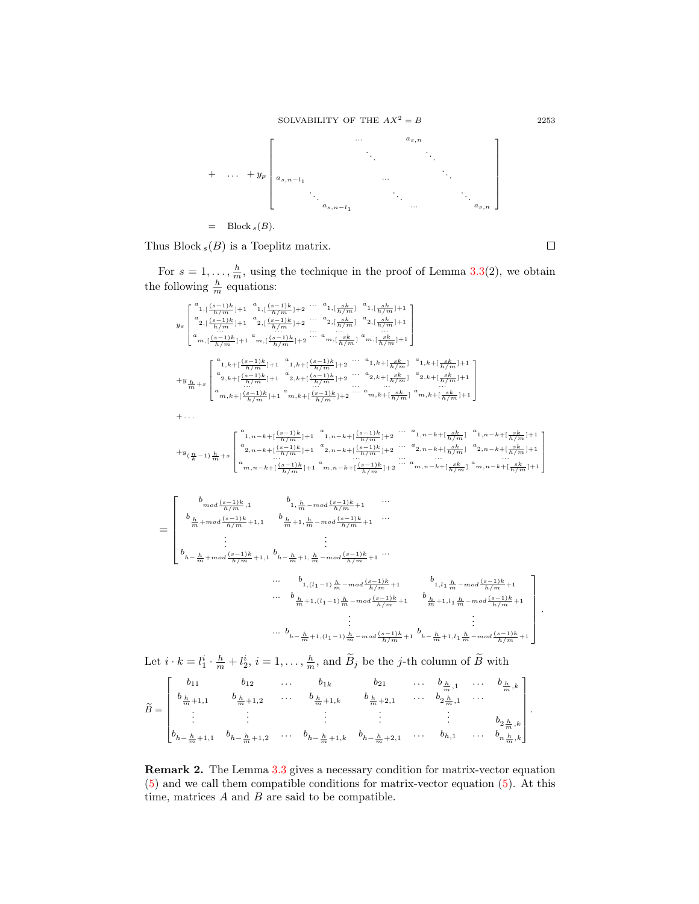$$
+ \quad \ldots \quad + y_p \begin{bmatrix} & & \cdots & & a_{s,n} & \\ & & & \ddots & & \ddots \\ a_{s,n-l_1} & & & \cdots & & & \ddots \\ & \ddots & & & \ddots & & & \ddots \\ & & a_{s,n-l_1} & & & \cdots & & & a_{s,n} \end{bmatrix}
$$

$$
= \quad \text{Block}_s(B).
$$

Thus $\text{Block}_s(B)$ is a Toeplitz matrix. $\square$

For $s = 1, \ldots, \frac{h}{m}$, using the technique in the proof of Lemma 3.3(2), we obtain the following $\frac{h}{m}$ equations:

$$
y_s \begin{bmatrix} a_{1,[\frac{(s-1)k}{h/m}]+1} & a_{1,[\frac{(s-1)k}{h/m}]+2} & \cdots & a_{1,[\frac{sk}{h/m}]} & a_{1,[\frac{sk}{h/m}]+1} \\ a_{2,[\frac{(s-1)k}{h/m}]+1} & a_{2,[\frac{(s-1)k}{h/m}]+2} & \cdots & a_{2,[\frac{sk}{h/m}]} & a_{2,[\frac{sk}{h/m}]+1} \\ \cdots & \cdots & \cdots & \cdots & \cdots \\ a_{m,[\frac{(s-1)k}{h/m}]+1} & a_{m,[\frac{(s-1)k}{h/m}]+2} & \cdots & a_{m,[\frac{sk}{h/m}]} & a_{m,[\frac{sk}{h/m}]+1} \end{bmatrix}
$$

$$
+ y_{\frac{h}{m}+s} \begin{bmatrix} a_{1,k+[\frac{(s-1)k}{h/m}]+1} & a_{1,k+[\frac{(s-1)k}{h/m}]+2} & \cdots & a_{1,k+[\frac{sk}{h/m}]} & a_{1,k+[\frac{sk}{h/m}]+1} \\ a_{2,k+[\frac{(s-1)k}{h/m}]+1} & a_{2,k+[\frac{(s-1)k}{h/m}]+2} & \cdots & a_{2,k+[\frac{sk}{h/m}]} & a_{2,k+[\frac{sk}{h/m}]+1} \\ \cdots & \cdots & \cdots & \cdots & \cdots \\ a_{m,k+[\frac{(s-1)k}{h/m}]+1} & a_{m,k+[\frac{(s-1)k}{h/m}]+2} & \cdots & a_{m,k+[\frac{sk}{h/m}]} & a_{m,k+[\frac{sk}{h/m}]+1} \end{bmatrix}
$$

$$
+ \ldots
$$

$$
+ y_{(\frac{n}{k}-1)\frac{h}{m}+s} \begin{bmatrix} a_{1,n-k+[\frac{(s-1)k}{h/m}]+1} & a_{1,n-k+[\frac{(s-1)k}{h/m}]+2} & \cdots & a_{1,n-k+[\frac{sk}{h/m}]} & a_{1,n-k+[\frac{sk}{h/m}]+1} \\ a_{2,n-k+[\frac{(s-1)k}{h/m}]+1} & a_{2,n-k+[\frac{(s-1)k}{h/m}]+2} & \cdots & a_{2,n-k+[\frac{sk}{h/m}]} & a_{2,n-k+[\frac{sk}{h/m}]+1} \\ \cdots & \cdots & \cdots & \cdots & \cdots \\ a_{m,n-k+[\frac{(s-1)k}{h/m}]+1} & a_{m,n-k+[\frac{(s-1)k}{h/m}]+2} & \cdots & a_{m,n-k+[\frac{sk}{h/m}]} & a_{m,n-k+[\frac{sk}{h/m}]+1} \end{bmatrix}
$$

$$
= \begin{bmatrix} b_{mod\frac{(s-1)k}{h/m},1} & b_{1,\frac{h}{m}-mod\frac{(s-1)k}{h/m}+1} & \cdots & b_{1,(l_1-1)\frac{h}{m}-mod\frac{(s-1)k}{h/m}+1} & b_{1,l_1\frac{h}{m}-mod\frac{(s-1)k}{h/m}+1} \\ b_{\frac{h}{m}+mod\frac{(s-1)k}{h/m}+1,1} & b_{\frac{h}{m}+1,\frac{h}{m}-mod\frac{(s-1)k}{h/m}+1} & \cdots & b_{\frac{h}{m}+1,(l_1-1)\frac{h}{m}-mod\frac{(s-1)k}{h/m}+1} & b_{\frac{h}{m}+1,l_1\frac{h}{m}-mod\frac{(s-1)k}{h/m}+1} \\ \vdots & \vdots & & \vdots & \vdots \\ b_{h-\frac{h}{m}+mod\frac{(s-1)k}{h/m}+1,1} & b_{h-\frac{h}{m}+1,\frac{h}{m}-mod\frac{(s-1)k}{h/m}+1} & \cdots & b_{h-\frac{h}{m}+1,(l_1-1)\frac{h}{m}-mod\frac{(s-1)k}{h/m}+1} & b_{h-\frac{h}{m}+1,l_1\frac{h}{m}-mod\frac{(s-1)k}{h/m}+1} \end{bmatrix}.
$$

Let $i \cdot k = l_1^i \cdot \frac{h}{m} + l_2^i$, $i = 1, \ldots, \frac{h}{m}$, and $\widetilde{B}_j$ be the $j$-th column of $\widetilde{B}$ with

$$
\widetilde{B} = \begin{bmatrix} b_{11} & b_{12} & \ldots & b_{1k} & b_{21} & \ldots & b_{\frac{h}{m},1} & \ldots & b_{\frac{h}{m},k} \\ b_{\frac{h}{m}+1,1} & b_{\frac{h}{m}+1,2} & \ldots & b_{\frac{h}{m}+1,k} & b_{\frac{h}{m}+2,1} & \ldots & b_{2\frac{h}{m},1} & \ldots & \\ \vdots & \vdots & & \vdots & \vdots & & \vdots & & b_{2\frac{h}{m},k} \\ b_{h-\frac{h}{m}+1,1} & b_{h-\frac{h}{m}+1,2} & \ldots & b_{h-\frac{h}{m}+1,k} & b_{h-\frac{h}{m}+2,1} & \ldots & b_{h,1} & \ldots & b_{n\frac{h}{m},k} \end{bmatrix}.
$$

**Remark 2.** The Lemma 3.3 gives a necessary condition for matrix-vector equation (5) and we call them compatible conditions for matrix-vector equation (5). At this time, matrices $A$ and $B$ are said to be compatible.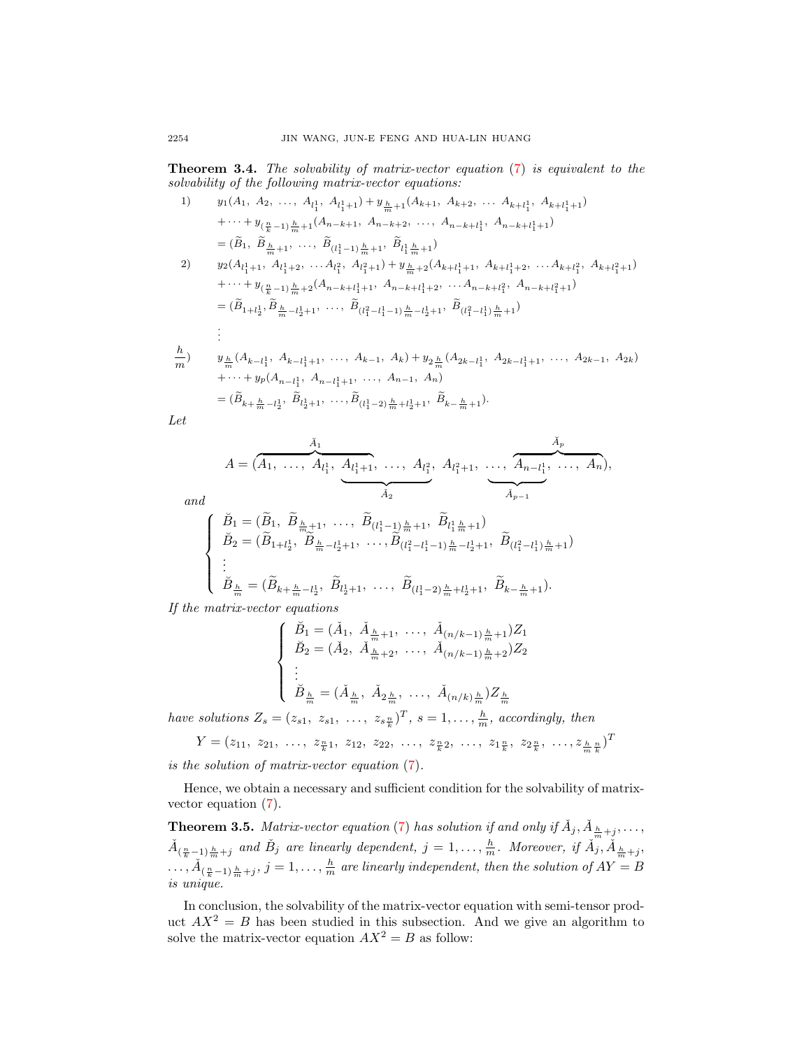**Theorem 3.4.** *The solvability of matrix-vector equation (7) is equivalent to the solvability of the following matrix-vector equations:*

1) $$\begin{aligned}&y_1(A_1,\ A_2,\ \ldots,\ A_{l_1^1},\ A_{l_1^1+1})+y_{\frac{h}{m}+1}(A_{k+1},\ A_{k+2},\ \ldots\ A_{k+l_1^1},\ A_{k+l_1^1+1})\\&+\cdots+y_{(\frac{n}{k}-1)\frac{h}{m}+1}(A_{n-k+1},\ A_{n-k+2},\ \ldots,\ A_{n-k+l_1^1},\ A_{n-k+l_1^1+1})\\&=(\widetilde{B}_1,\ \widetilde{B}_{\frac{h}{m}+1},\ \ldots,\ \widetilde{B}_{(l_1^1-1)\frac{h}{m}+1},\ \widetilde{B}_{l_1^1\frac{h}{m}+1})\end{aligned}$$

2) $$\begin{aligned}&y_2(A_{l_1^1+1},\ A_{l_1^1+2},\ \ldots A_{l_1^2},\ A_{l_1^2+1})+y_{\frac{h}{m}+2}(A_{k+l_1^1+1},\ A_{k+l_1^1+2},\ \ldots A_{k+l_1^2},\ A_{k+l_1^2+1})\\&+\cdots+y_{(\frac{n}{k}-1)\frac{h}{m}+2}(A_{n-k+l_1^1+1},\ A_{n-k+l_1^1+2},\ \ldots A_{n-k+l_1^2},\ A_{n-k+l_1^2+1})\\&=(\widetilde{B}_{1+l_2^1},\widetilde{B}_{\frac{h}{m}-l_2^1+1},\ \ldots,\ \widetilde{B}_{(l_1^2-l_1^1-1)\frac{h}{m}-l_2^1+1},\ \widetilde{B}_{(l_1^2-l_1^1)\frac{h}{m}+1})\end{aligned}$$

$\vdots$

$\frac{h}{m}$) $$\begin{aligned}&y_{\frac{h}{m}}(A_{k-l_1^1},\ A_{k-l_1^1+1},\ \ldots,\ A_{k-1},\ A_k)+y_{2\frac{h}{m}}(A_{2k-l_1^1},\ A_{2k-l_1^1+1},\ \ldots,\ A_{2k-1},\ A_{2k})\\&+\cdots+y_p(A_{n-l_1^1},\ A_{n-l_1^1+1},\ \ldots,\ A_{n-1},\ A_n)\\&=(\widetilde{B}_{k+\frac{h}{m}-l_2^1},\ \widetilde{B}_{l_2^1+1},\ \ldots,\widetilde{B}_{(l_1^1-2)\frac{h}{m}+l_2^1+1},\ \widetilde{B}_{k-\frac{h}{m}+1}).\end{aligned}$$

*Let*

$$A=(\overbrace{A_1,\ \ldots,\ A_{l_1^1},\ \underbrace{A_{l_1^1+1}}}^{\breve{A}_1},\ \ldots,\ A_{l_1^2}}_{\breve{A}_2},\ A_{l_1^2+1},\ \underbrace{\ldots,\ \overbrace{A_{n-l_1^1}}_{\breve{A}_{p-1}},\ \ldots,\ A_n}^{\breve{A}_p}),$$

*and*

$$\begin{cases}\breve{B}_1=(\widetilde{B}_1,\ \widetilde{B}_{\frac{h}{m}+1},\ \ldots,\ \widetilde{B}_{(l_1^1-1)\frac{h}{m}+1},\ \widetilde{B}_{l_1^1\frac{h}{m}+1})\\ \breve{B}_2=(\widetilde{B}_{1+l_2^1},\ \widetilde{B}_{\frac{h}{m}-l_2^1+1},\ \ldots,\widetilde{B}_{(l_1^2-l_1^1-1)\frac{h}{m}-l_2^1+1},\ \widetilde{B}_{(l_1^2-l_1^1)\frac{h}{m}+1})\\ \vdots\\ \breve{B}_{\frac{h}{m}}=(\widetilde{B}_{k+\frac{h}{m}-l_2^1},\ \widetilde{B}_{l_2^1+1},\ \ldots,\ \widetilde{B}_{(l_1^1-2)\frac{h}{m}+l_2^1+1},\ \widetilde{B}_{k-\frac{h}{m}+1}).\end{cases}$$

*If the matrix-vector equations*

$$\begin{cases}\breve{B}_1=(\breve{A}_1,\ \breve{A}_{\frac{h}{m}+1},\ \ldots,\ \breve{A}_{(n/k-1)\frac{h}{m}+1})Z_1\\ \breve{B}_2=(\breve{A}_2,\ \breve{A}_{\frac{h}{m}+2},\ \ldots,\ \breve{A}_{(n/k-1)\frac{h}{m}+2})Z_2\\ \vdots\\ \breve{B}_{\frac{h}{m}}=(\breve{A}_{\frac{h}{m}},\ \breve{A}_{2\frac{h}{m}},\ \ldots,\ \breve{A}_{(n/k)\frac{h}{m}})Z_{\frac{h}{m}}\end{cases}$$

*have solutions* $Z_s=(z_{s1},\ z_{s1},\ \ldots,\ z_{s\frac{n}{k}})^T$, $s=1,\ldots,\frac{h}{m}$, *accordingly, then*

$$Y=(z_{11},\ z_{21},\ \ldots,\ z_{\frac{n}{k}1},\ z_{12},\ z_{22},\ \ldots,\ z_{\frac{n}{k}2},\ \ldots,\ z_{1\frac{n}{k}},\ z_{2\frac{n}{k}},\ \ldots,z_{\frac{h}{m}\frac{n}{k}})^T$$

*is the solution of matrix-vector equation (7).*

Hence, we obtain a necessary and sufficient condition for the solvability of matrix-vector equation (7).

**Theorem 3.5.** *Matrix-vector equation (7) has solution if and only if* $\breve{A}_j,\breve{A}_{\frac{h}{m}+j},\ldots,\breve{A}_{(\frac{n}{k}-1)\frac{h}{m}+j}$ *and* $\breve{B}_j$ *are linearly dependent,* $j=1,\ldots,\frac{h}{m}$. *Moreover, if* $\breve{A}_j,\breve{A}_{\frac{h}{m}+j},\ldots,\breve{A}_{(\frac{n}{k}-1)\frac{h}{m}+j}$, $j=1,\ldots,\frac{h}{m}$ *are linearly independent, then the solution of* $AY=B$ *is unique.*

In conclusion, the solvability of the matrix-vector equation with semi-tensor product $AX^2=B$ has been studied in this subsection. And we give an algorithm to solve the matrix-vector equation $AX^2=B$ as follow: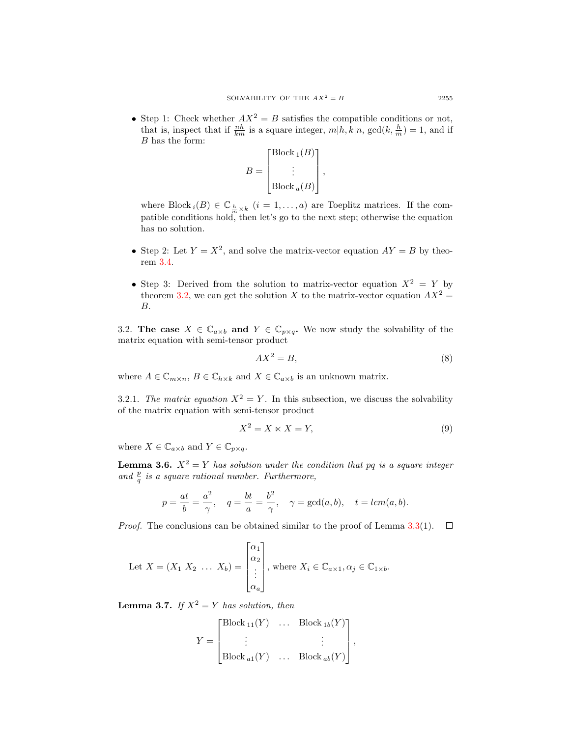- Step 1: Check whether $AX^2 = B$ satisfies the compatible conditions or not, that is, inspect that if $\frac{nh}{km}$ is a square integer, $m|h, k|n$, $\gcd(k, \frac{h}{m}) = 1$, and if $B$ has the form:

$$B = \begin{bmatrix} \text{Block}_1(B) \\ \vdots \\ \text{Block}_a(B) \end{bmatrix},$$

where $\text{Block}_i(B) \in \mathbb{C}_{\frac{h}{m} \times k}$ $(i = 1, \ldots, a)$ are Toeplitz matrices. If the compatible conditions hold, then let's go to the next step; otherwise the equation has no solution.

- Step 2: Let $Y = X^2$, and solve the matrix-vector equation $AY = B$ by theorem 3.4.

- Step 3: Derived from the solution to matrix-vector equation $X^2 = Y$ by theorem 3.2, we can get the solution $X$ to the matrix-vector equation $AX^2 = B$.

3.2. **The case $X \in \mathbb{C}_{a\times b}$ and $Y \in \mathbb{C}_{p\times q}$.** We now study the solvability of the matrix equation with semi-tensor product

$$AX^2 = B, \tag{8}$$

where $A \in \mathbb{C}_{m\times n}$, $B \in \mathbb{C}_{h\times k}$ and $X \in \mathbb{C}_{a\times b}$ is an unknown matrix.

3.2.1. *The matrix equation $X^2 = Y$.* In this subsection, we discuss the solvability of the matrix equation with semi-tensor product

$$X^2 = X \ltimes X = Y, \tag{9}$$

where $X \in \mathbb{C}_{a\times b}$ and $Y \in \mathbb{C}_{p\times q}$.

**Lemma 3.6.** *$X^2 = Y$ has solution under the condition that $pq$ is a square integer and $\frac{p}{q}$ is a square rational number. Furthermore,*

$$p = \frac{at}{b} = \frac{a^2}{\gamma}, \quad q = \frac{bt}{a} = \frac{b^2}{\gamma}, \quad \gamma = \gcd(a, b), \quad t = lcm(a, b).$$

*Proof.* The conclusions can be obtained similar to the proof of Lemma 3.3(1). $\square$

Let $X = (X_1\ X_2\ \ldots\ X_b) = \begin{bmatrix} \alpha_1 \\ \alpha_2 \\ \vdots \\ \alpha_a \end{bmatrix}$, where $X_i \in \mathbb{C}_{a\times 1}, \alpha_j \in \mathbb{C}_{1\times b}$.

**Lemma 3.7.** *If $X^2 = Y$ has solution, then*

$$Y = \begin{bmatrix} \text{Block}_{11}(Y) & \ldots & \text{Block}_{1b}(Y) \\ \vdots & & \vdots \\ \text{Block}_{a1}(Y) & \ldots & \text{Block}_{ab}(Y) \end{bmatrix},$$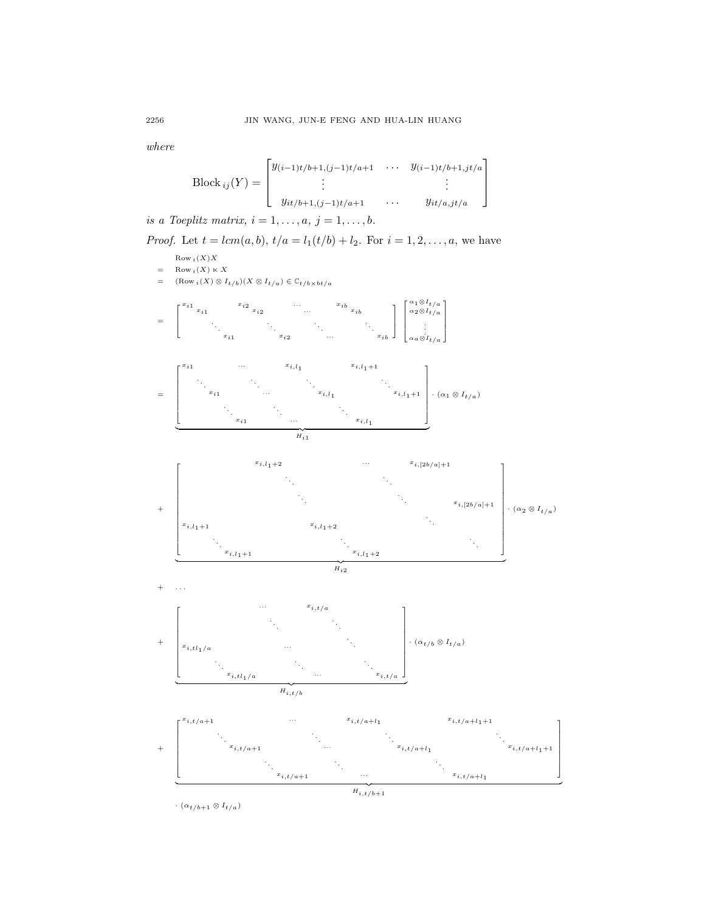*where*

$$
\mathrm{Block}_{ij}(Y) = \begin{bmatrix} y_{(i-1)t/b+1,(j-1)t/a+1} & \cdots & y_{(i-1)t/b+1,jt/a} \\ \vdots & & \vdots \\ y_{it/b+1,(j-1)t/a+1} & \cdots & y_{it/a,jt/a} \end{bmatrix}
$$

*is a Toeplitz matrix,* $i = 1, \dots, a$, $j = 1, \dots, b$.

*Proof.* Let $t = lcm(a, b)$, $t/a = l_1(t/b) + l_2$. For $i = 1, 2, \dots, a$, we have

$$
\begin{aligned}
& \mathrm{Row}_i(X)X \\
= \;& \mathrm{Row}_i(X) \ltimes X \\
= \;& (\mathrm{Row}_i(X) \otimes I_{t/b})(X \otimes I_{t/a}) \in \mathbb{C}_{t/b \times bt/a}
\end{aligned}
$$

$$
= \begin{bmatrix} x_{i1} & & & x_{i2} & & & \cdots & & & x_{ib} & & \\ & x_{i1} & & & x_{i2} & & & \cdots & & & x_{ib} & \\ & & \ddots & & & \ddots & & & \ddots & & & \ddots \\ & & & x_{i1} & & & x_{i2} & & \cdots & & & x_{ib} \end{bmatrix} \begin{bmatrix} \alpha_1 \otimes I_{t/a} \\ \alpha_2 \otimes I_{t/a} \\ \vdots \\ \alpha_a \otimes I_{t/a} \end{bmatrix}
$$

$$
= \underbrace{\begin{bmatrix} x_{i1} & & \cdots & & x_{i,l_1} & & x_{i,l_1+1} & \\ & \ddots & & \ddots & & \ddots & & \ddots \\ & x_{i1} & & \cdots & & x_{i,l_1} & & x_{i,l_1+1} \\ & & \ddots & & \ddots & & \ddots & \\ & & x_{i1} & & \cdots & & x_{i,l_1} & \end{bmatrix}}_{H_{i1}} \cdot (\alpha_1 \otimes I_{t/a})
$$

$$
+ \underbrace{\begin{bmatrix} & & x_{i,l_1+2} & & \cdots & & x_{i,[2b/a]+1} & \\ & & & \ddots & & \ddots & & \\ & & & & \ddots & & \ddots & x_{i,[2b/a]+1} \\ & & & & & & \ddots & \\ x_{i,l_1+1} & & & x_{i,l_1+2} & & & & \\ & \ddots & & & \ddots & & & \ddots \\ & & x_{i,l_1+1} & & & x_{i,l_1+2} & & \end{bmatrix}}_{H_{i2}} \cdot (\alpha_2 \otimes I_{t/a})
$$

$$
+ \quad \cdots
$$

$$
+ \underbrace{\begin{bmatrix} & & \cdots & & x_{i,t/a} & \\ & & & \ddots & & \ddots \\ & & & & & \ddots \\ x_{i,tl_1/a} & & & \cdots & & \\ & \ddots & & & \ddots & \\ & & x_{i,tl_1/a} & & \cdots & x_{i,t/a} \end{bmatrix}}_{H_{i,t/b}} \cdot (\alpha_{t/b} \otimes I_{t/a})
$$

$$
+ \underbrace{\begin{bmatrix} x_{i,t/a+1} & & \cdots & & x_{i,t/a+l_1} & & x_{i,t/a+l_1+1} & \\ & \ddots & & \ddots & & \ddots & & \ddots \\ & x_{i,t/a+1} & & \cdots & & x_{i,t/a+l_1} & & x_{i,t/a+l_1+1} \\ & & \ddots & & \ddots & & \ddots & \\ & & x_{i,t/a+1} & & \cdots & & x_{i,t/a+l_1} & \end{bmatrix}}_{H_{i,t/b+1}}
$$

$$
\cdot \, (\alpha_{t/b+1} \otimes I_{t/a})
$$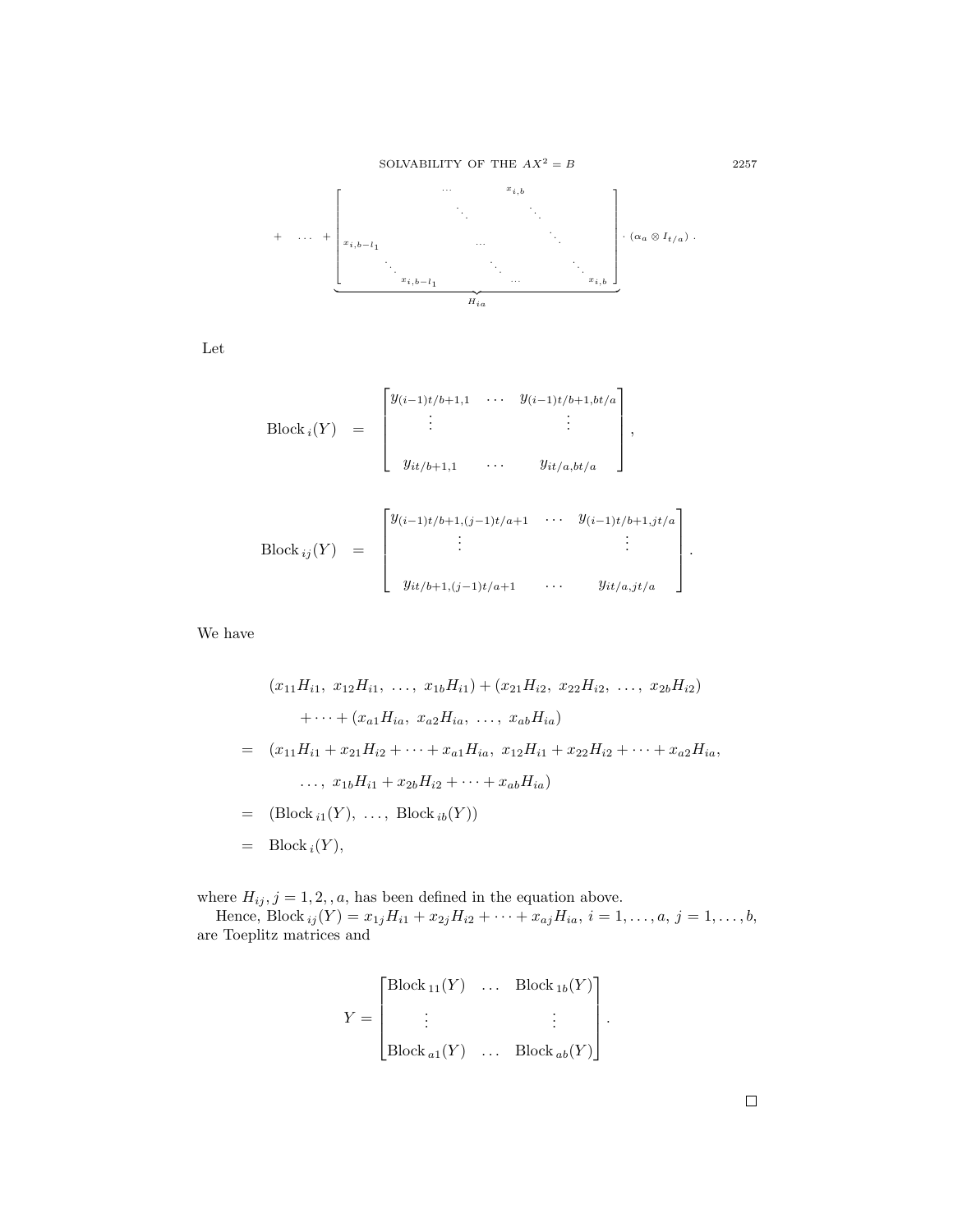$$
+ \quad \cdots \quad + \underbrace{\begin{bmatrix} & & \cdots & & x_{i,b} & & \\ & & & \ddots & & \ddots & \\ x_{i,b-l_1} & & & \cdots & & & \ddots \\ & \ddots & & & \ddots & & & \ddots \\ & & x_{i,b-l_1} & & & \cdots & & x_{i,b} \end{bmatrix}}_{H_{ia}} \cdot (\alpha_a \otimes I_{t/a}) \; .
$$

Let

$$
\text{Block}_{\,i}(Y) \quad = \quad \begin{bmatrix} y_{(i-1)t/b+1,1} & \cdots & y_{(i-1)t/b+1,bt/a} \\ \vdots & & \vdots \\ y_{it/b+1,1} & \cdots & y_{it/a,bt/a} \end{bmatrix},
$$

$$
\text{Block}_{\,ij}(Y) \quad = \quad \begin{bmatrix} y_{(i-1)t/b+1,(j-1)t/a+1} & \cdots & y_{(i-1)t/b+1,jt/a} \\ \vdots & & \vdots \\ y_{it/b+1,(j-1)t/a+1} & \cdots & y_{it/a,jt/a} \end{bmatrix}.
$$

We have

$$
\begin{aligned}
& (x_{11}H_{i1},\ x_{12}H_{i1},\ \ldots,\ x_{1b}H_{i1}) + (x_{21}H_{i2},\ x_{22}H_{i2},\ \ldots,\ x_{2b}H_{i2}) \\
& \qquad + \cdots + (x_{a1}H_{ia},\ x_{a2}H_{ia},\ \ldots,\ x_{ab}H_{ia}) \\
= \;\; & (x_{11}H_{i1} + x_{21}H_{i2} + \cdots + x_{a1}H_{ia},\ x_{12}H_{i1} + x_{22}H_{i2} + \cdots + x_{a2}H_{ia}, \\
& \qquad \ldots,\ x_{1b}H_{i1} + x_{2b}H_{i2} + \cdots + x_{ab}H_{ia}) \\
= \;\; & (\text{Block}_{\,i1}(Y),\ \ldots,\ \text{Block}_{\,ib}(Y)) \\
= \;\; & \text{Block}_{\,i}(Y),
\end{aligned}
$$

where $H_{ij}, j = 1, 2, , a$, has been defined in the equation above.

Hence, $\text{Block}_{\,ij}(Y) = x_{1j}H_{i1} + x_{2j}H_{i2} + \cdots + x_{aj}H_{ia},\ i = 1, \ldots, a,\ j = 1, \ldots, b,$ are Toeplitz matrices and

$$
Y = \begin{bmatrix} \text{Block}_{\,11}(Y) & \ldots & \text{Block}_{\,1b}(Y) \\ \vdots & & \vdots \\ \text{Block}_{\,a1}(Y) & \ldots & \text{Block}_{\,ab}(Y) \end{bmatrix}.
$$

□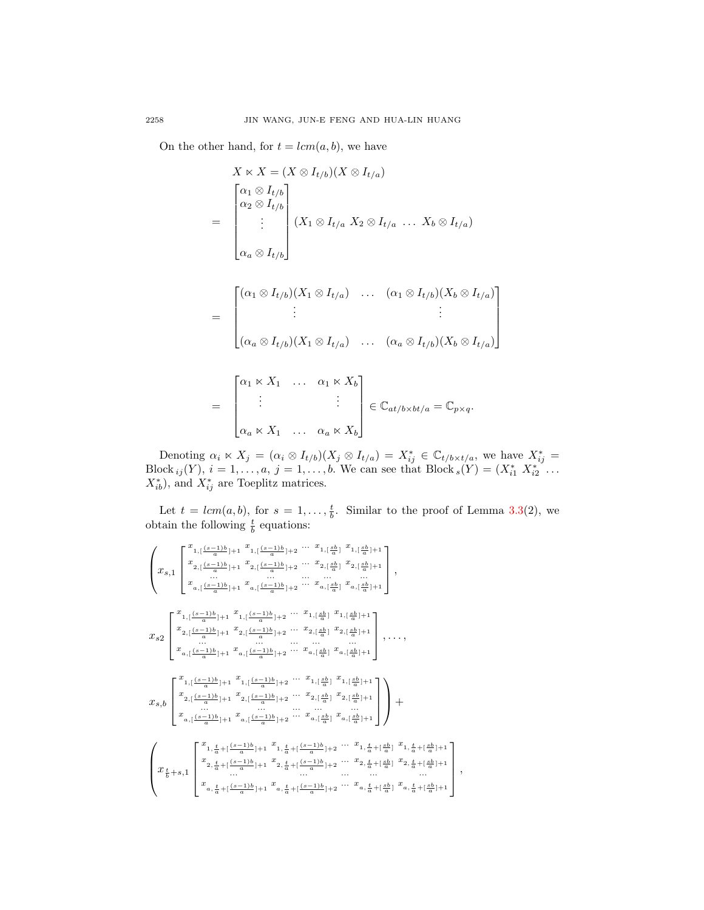On the other hand, for $t = lcm(a,b)$, we have

$$
\begin{aligned}
& X \ltimes X = (X \otimes I_{t/b})(X \otimes I_{t/a}) \\
= & \begin{bmatrix} \alpha_1 \otimes I_{t/b} \\ \alpha_2 \otimes I_{t/b} \\ \vdots \\ \\ \alpha_a \otimes I_{t/b} \end{bmatrix} (X_1 \otimes I_{t/a} \ X_2 \otimes I_{t/a} \ \dots \ X_b \otimes I_{t/a}) \\
= & \begin{bmatrix} (\alpha_1 \otimes I_{t/b})(X_1 \otimes I_{t/a}) & \dots & (\alpha_1 \otimes I_{t/b})(X_b \otimes I_{t/a}) \\ \vdots & & \vdots \\ \\ (\alpha_a \otimes I_{t/b})(X_1 \otimes I_{t/a}) & \dots & (\alpha_a \otimes I_{t/b})(X_b \otimes I_{t/a}) \end{bmatrix} \\
= & \begin{bmatrix} \alpha_1 \ltimes X_1 & \dots & \alpha_1 \ltimes X_b \\ \vdots & & \vdots \\ \\ \alpha_a \ltimes X_1 & \dots & \alpha_a \ltimes X_b \end{bmatrix} \in \mathbb{C}_{at/b \times bt/a} = \mathbb{C}_{p \times q}.
\end{aligned}
$$

Denoting $\alpha_i \ltimes X_j = (\alpha_i \otimes I_{t/b})(X_j \otimes I_{t/a}) = X_{ij}^* \in \mathbb{C}_{t/b \times t/a}$, we have $X_{ij}^* = \text{Block}_{ij}(Y)$, $i = 1, \dots, a$, $j = 1, \dots, b$. We can see that $\text{Block}_s(Y) = (X_{i1}^* \ X_{i2}^* \ \dots \ X_{ib}^*)$, and $X_{ij}^*$ are Toeplitz matrices.

Let $t = lcm(a,b)$, for $s = 1, \dots, \frac{t}{b}$. Similar to the proof of Lemma 3.3(2), we obtain the following $\frac{t}{b}$ equations:

$$
\left( x_{s,1} \begin{bmatrix} x_{1,[\frac{(s-1)b}{a}]+1} & x_{1,[\frac{(s-1)b}{a}]+2} & \cdots & x_{1,[\frac{sb}{a}]} & x_{1,[\frac{sb}{a}]+1} \\ x_{2,[\frac{(s-1)b}{a}]+1} & x_{2,[\frac{(s-1)b}{a}]+2} & \cdots & x_{2,[\frac{sb}{a}]} & x_{2,[\frac{sb}{a}]+1} \\ \cdots & \cdots & \cdots & \cdots & \cdots \\ x_{a,[\frac{(s-1)b}{a}]+1} & x_{a,[\frac{(s-1)b}{a}]+2} & \cdots & x_{a,[\frac{sb}{a}]} & x_{a,[\frac{sb}{a}]+1} \end{bmatrix}, \right.
$$

$$
x_{s2} \begin{bmatrix} x_{1,[\frac{(s-1)b}{a}]+1} & x_{1,[\frac{(s-1)b}{a}]+2} & \cdots & x_{1,[\frac{sb}{a}]} & x_{1,[\frac{sb}{a}]+1} \\ x_{2,[\frac{(s-1)b}{a}]+1} & x_{2,[\frac{(s-1)b}{a}]+2} & \cdots & x_{2,[\frac{sb}{a}]} & x_{2,[\frac{sb}{a}]+1} \\ \cdots & \cdots & \cdots & \cdots & \cdots \\ x_{a,[\frac{(s-1)b}{a}]+1} & x_{a,[\frac{(s-1)b}{a}]+2} & \cdots & x_{a,[\frac{sb}{a}]} & x_{a,[\frac{sb}{a}]+1} \end{bmatrix}, \dots,
$$

$$
\left. x_{s,b} \begin{bmatrix} x_{1,[\frac{(s-1)b}{a}]+1} & x_{1,[\frac{(s-1)b}{a}]+2} & \cdots & x_{1,[\frac{sb}{a}]} & x_{1,[\frac{sb}{a}]+1} \\ x_{2,[\frac{(s-1)b}{a}]+1} & x_{2,[\frac{(s-1)b}{a}]+2} & \cdots & x_{2,[\frac{sb}{a}]} & x_{2,[\frac{sb}{a}]+1} \\ \cdots & \cdots & \cdots & \cdots & \cdots \\ x_{a,[\frac{(s-1)b}{a}]+1} & x_{a,[\frac{(s-1)b}{a}]+2} & \cdots & x_{a,[\frac{sb}{a}]} & x_{a,[\frac{sb}{a}]+1} \end{bmatrix} \right) +
$$

$$
\left( x_{\frac{t}{b}+s,1} \begin{bmatrix} x_{1,\frac{t}{a}+[\frac{(s-1)b}{a}]+1} & x_{1,\frac{t}{a}+[\frac{(s-1)b}{a}]+2} & \cdots & x_{1,\frac{t}{a}+[\frac{sb}{a}]} & x_{1,\frac{t}{a}+[\frac{sb}{a}]+1} \\ x_{2,\frac{t}{a}+[\frac{(s-1)b}{a}]+1} & x_{2,\frac{t}{a}+[\frac{(s-1)b}{a}]+2} & \cdots & x_{2,\frac{t}{a}+[\frac{sb}{a}]} & x_{2,\frac{t}{a}+[\frac{sb}{a}]+1} \\ \cdots & \cdots & \cdots & \cdots & \cdots \\ x_{a,\frac{t}{a}+[\frac{(s-1)b}{a}]+1} & x_{a,\frac{t}{a}+[\frac{(s-1)b}{a}]+2} & \cdots & x_{a,\frac{t}{a}+[\frac{sb}{a}]} & x_{a,\frac{t}{a}+[\frac{sb}{a}]+1} \end{bmatrix}, \right.
$$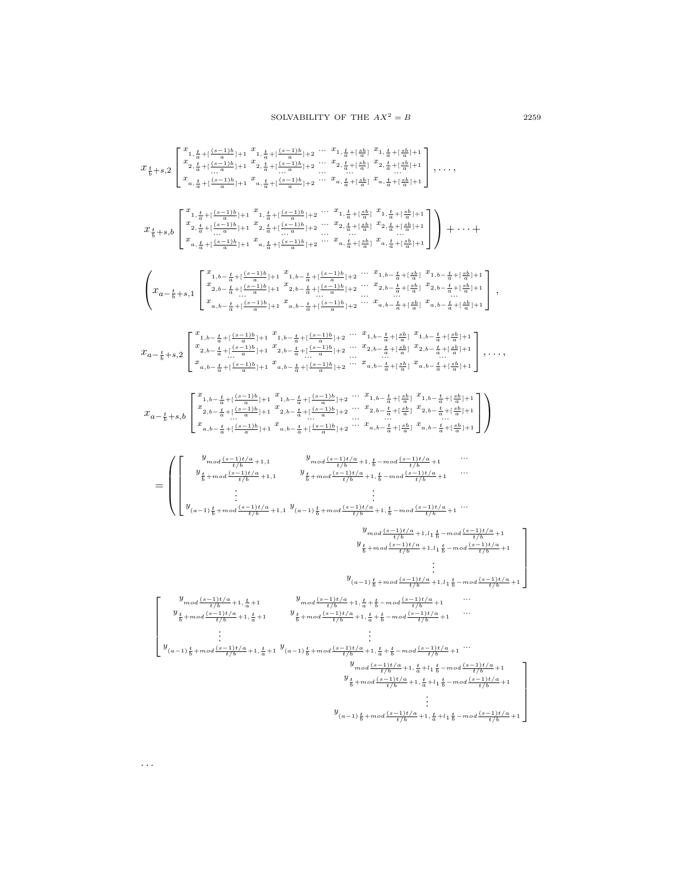$$
x_{\frac{t}{b}+s,2}\begin{bmatrix} x_{1,\frac{t}{a}+[\frac{(s-1)b}{a}]+1} & x_{1,\frac{t}{a}+[\frac{(s-1)b}{a}]+2} & \cdots & x_{1,\frac{t}{a}+[\frac{sb}{a}]} & x_{1,\frac{t}{a}+[\frac{sb}{a}]+1} \\ x_{2,\frac{t}{a}+[\frac{(s-1)b}{a}]+1} & x_{2,\frac{t}{a}+[\frac{(s-1)b}{a}]+2} & \cdots & x_{2,\frac{t}{a}+[\frac{sb}{a}]} & x_{2,\frac{t}{a}+[\frac{sb}{a}]+1} \\ \cdots & \cdots & \cdots & \cdots & \cdots \\ x_{a,\frac{t}{a}+[\frac{(s-1)b}{a}]+1} & x_{a,\frac{t}{a}+[\frac{(s-1)b}{a}]+2} & \cdots & x_{a,\frac{t}{a}+[\frac{sb}{a}]} & x_{a,\frac{t}{a}+[\frac{sb}{a}]+1} \end{bmatrix},\ldots,
$$

$$
x_{\frac{t}{b}+s,b}\begin{bmatrix} x_{1,\frac{t}{a}+[\frac{(s-1)b}{a}]+1} & x_{1,\frac{t}{a}+[\frac{(s-1)b}{a}]+2} & \cdots & x_{1,\frac{t}{a}+[\frac{sb}{a}]} & x_{1,\frac{t}{a}+[\frac{sb}{a}]+1} \\ x_{2,\frac{t}{a}+[\frac{(s-1)b}{a}]+1} & x_{2,\frac{t}{a}+[\frac{(s-1)b}{a}]+2} & \cdots & x_{2,\frac{t}{a}+[\frac{sb}{a}]} & x_{2,\frac{t}{a}+[\frac{sb}{a}]+1} \\ \cdots & \cdots & \cdots & \cdots & \cdots \\ x_{a,\frac{t}{a}+[\frac{(s-1)b}{a}]+1} & x_{a,\frac{t}{a}+[\frac{(s-1)b}{a}]+2} & \cdots & x_{a,\frac{t}{a}+[\frac{sb}{a}]} & x_{a,\frac{t}{a}+[\frac{sb}{a}]+1} \end{bmatrix}\Bigg)+\cdots+
$$

$$
\Bigg(x_{a-\frac{t}{b}+s,1}\begin{bmatrix} x_{1,b-\frac{t}{a}+[\frac{(s-1)b}{a}]+1} & x_{1,b-\frac{t}{a}+[\frac{(s-1)b}{a}]+2} & \cdots & x_{1,b-\frac{t}{a}+[\frac{sb}{a}]} & x_{1,b-\frac{t}{a}+[\frac{sb}{a}]+1} \\ x_{2,b-\frac{t}{a}+[\frac{(s-1)b}{a}]+1} & x_{2,b-\frac{t}{a}+[\frac{(s-1)b}{a}]+2} & \cdots & x_{2,b-\frac{t}{a}+[\frac{sb}{a}]} & x_{2,b-\frac{t}{a}+[\frac{sb}{a}]+1} \\ \cdots & \cdots & \cdots & \cdots & \cdots \\ x_{a,b-\frac{t}{a}+[\frac{(s-1)b}{a}]+1} & x_{a,b-\frac{t}{a}+[\frac{(s-1)b}{a}]+2} & \cdots & x_{a,b-\frac{t}{a}+[\frac{sb}{a}]} & x_{a,b-\frac{t}{a}+[\frac{sb}{a}]+1} \end{bmatrix},
$$

$$
x_{a-\frac{t}{b}+s,2}\begin{bmatrix} x_{1,b-\frac{t}{a}+[\frac{(s-1)b}{a}]+1} & x_{1,b-\frac{t}{a}+[\frac{(s-1)b}{a}]+2} & \cdots & x_{1,b-\frac{t}{a}+[\frac{sb}{a}]} & x_{1,b-\frac{t}{a}+[\frac{sb}{a}]+1} \\ x_{2,b-\frac{t}{a}+[\frac{(s-1)b}{a}]+1} & x_{2,b-\frac{t}{a}+[\frac{(s-1)b}{a}]+2} & \cdots & x_{2,b-\frac{t}{a}+[\frac{sb}{a}]} & x_{2,b-\frac{t}{a}+[\frac{sb}{a}]+1} \\ \cdots & \cdots & \cdots & \cdots & \cdots \\ x_{a,b-\frac{t}{a}+[\frac{(s-1)b}{a}]+1} & x_{a,b-\frac{t}{a}+[\frac{(s-1)b}{a}]+2} & \cdots & x_{a,b-\frac{t}{a}+[\frac{sb}{a}]} & x_{a,b-\frac{t}{a}+[\frac{sb}{a}]+1} \end{bmatrix},\ldots,
$$

$$
x_{a-\frac{t}{b}+s,b}\begin{bmatrix} x_{1,b-\frac{t}{a}+[\frac{(s-1)b}{a}]+1} & x_{1,b-\frac{t}{a}+[\frac{(s-1)b}{a}]+2} & \cdots & x_{1,b-\frac{t}{a}+[\frac{sb}{a}]} & x_{1,b-\frac{t}{a}+[\frac{sb}{a}]+1} \\ x_{2,b-\frac{t}{a}+[\frac{(s-1)b}{a}]+1} & x_{2,b-\frac{t}{a}+[\frac{(s-1)b}{a}]+2} & \cdots & x_{2,b-\frac{t}{a}+[\frac{sb}{a}]} & x_{2,b-\frac{t}{a}+[\frac{sb}{a}]+1} \\ \cdots & \cdots & \cdots & \cdots & \cdots \\ x_{a,b-\frac{t}{a}+[\frac{(s-1)b}{a}]+1} & x_{a,b-\frac{t}{a}+[\frac{(s-1)b}{a}]+2} & \cdots & x_{a,b-\frac{t}{a}+[\frac{sb}{a}]} & x_{a,b-\frac{t}{a}+[\frac{sb}{a}]+1} \end{bmatrix}\Bigg)
$$

$$
=\Bigg(\begin{bmatrix} y_{mod\frac{(s-1)t/a}{t/b}+1,1} & y_{mod\frac{(s-1)t/a}{t/b}+1,\frac{t}{b}-mod\frac{(s-1)t/a}{t/b}+1} & \cdots & y_{mod\frac{(s-1)t/a}{t/b}+1,l_1\frac{t}{b}-mod\frac{(s-1)t/a}{t/b}+1} \\ y_{\frac{t}{b}+mod\frac{(s-1)t/a}{t/b}+1,1} & y_{\frac{t}{b}+mod\frac{(s-1)t/a}{t/b}+1,\frac{t}{b}-mod\frac{(s-1)t/a}{t/b}+1} & \cdots & y_{\frac{t}{b}+mod\frac{(s-1)t/a}{t/b}+1,l_1\frac{t}{b}-mod\frac{(s-1)t/a}{t/b}+1} \\ \vdots & \vdots & & \vdots \\ y_{(a-1)\frac{t}{b}+mod\frac{(s-1)t/a}{t/b}+1,1} & y_{(a-1)\frac{t}{b}+mod\frac{(s-1)t/a}{t/b}+1,\frac{t}{b}-mod\frac{(s-1)t/a}{t/b}+1} & \cdots & y_{(a-1)\frac{t}{b}+mod\frac{(s-1)t/a}{t/b}+1,l_1\frac{t}{b}-mod\frac{(s-1)t/a}{t/b}+1} \end{bmatrix}
$$

$$
\begin{bmatrix} y_{mod\frac{(s-1)t/a}{t/b}+1,\frac{t}{a}+1} & y_{mod\frac{(s-1)t/a}{t/b}+1,\frac{t}{a}+\frac{t}{b}-mod\frac{(s-1)t/a}{t/b}+1} & \cdots & y_{mod\frac{(s-1)t/a}{t/b}+1,\frac{t}{a}+l_1\frac{t}{b}-mod\frac{(s-1)t/a}{t/b}+1} \\ y_{\frac{t}{b}+mod\frac{(s-1)t/a}{t/b}+1,\frac{t}{a}+1} & y_{\frac{t}{b}+mod\frac{(s-1)t/a}{t/b}+1,\frac{t}{a}+\frac{t}{b}-mod\frac{(s-1)t/a}{t/b}+1} & \cdots & y_{\frac{t}{b}+mod\frac{(s-1)t/a}{t/b}+1,\frac{t}{a}+l_1\frac{t}{b}-mod\frac{(s-1)t/a}{t/b}+1} \\ \vdots & \vdots & & \vdots \\ y_{(a-1)\frac{t}{b}+mod\frac{(s-1)t/a}{t/b}+1,\frac{t}{a}+1} & y_{(a-1)\frac{t}{b}+mod\frac{(s-1)t/a}{t/b}+1,\frac{t}{a}+\frac{t}{b}-mod\frac{(s-1)t/a}{t/b}+1} & \cdots & y_{(a-1)\frac{t}{b}+mod\frac{(s-1)t/a}{t/b}+1,\frac{t}{a}+l_1\frac{t}{b}-mod\frac{(s-1)t/a}{t/b}+1} \end{bmatrix}
$$

$\cdots$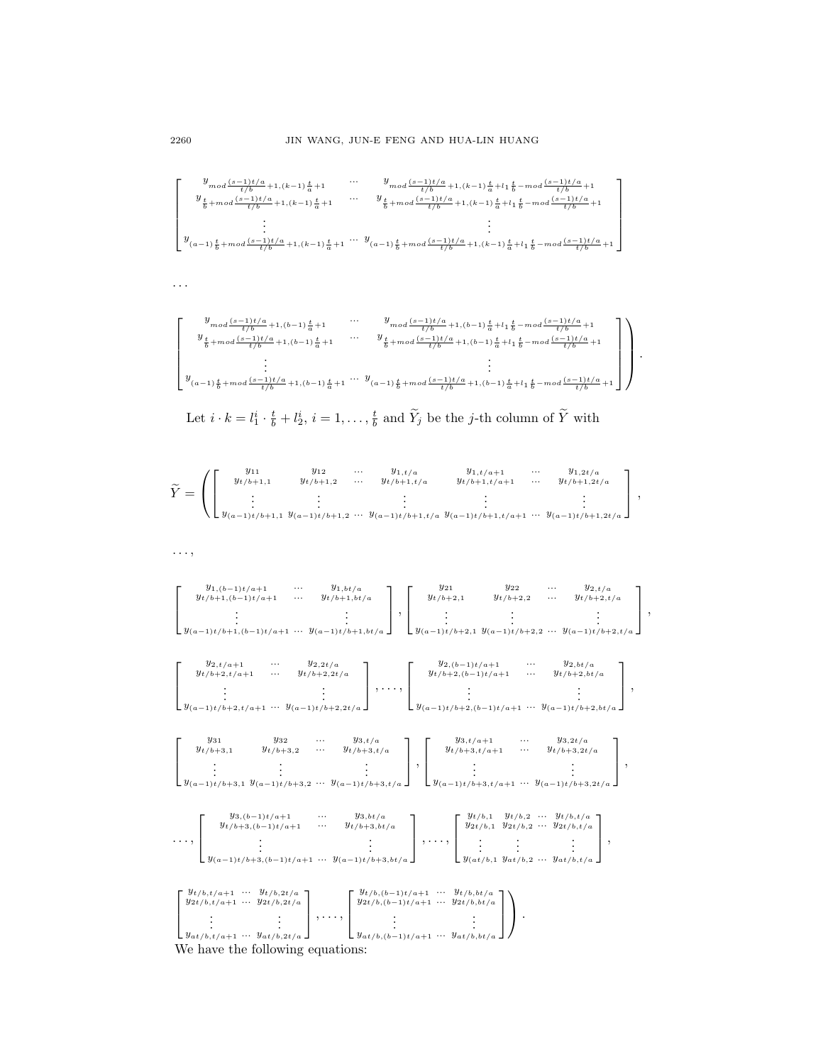$$
\begin{bmatrix}
y_{mod\frac{(s-1)t/a}{t/b}+1,(k-1)\frac{t}{a}+1} & \cdots & y_{mod\frac{(s-1)t/a}{t/b}+1,(k-1)\frac{t}{a}+l_1\frac{t}{b}-mod\frac{(s-1)t/a}{t/b}+1} \\
y_{\frac{t}{b}+mod\frac{(s-1)t/a}{t/b}+1,(k-1)\frac{t}{a}+1} & \cdots & y_{\frac{t}{b}+mod\frac{(s-1)t/a}{t/b}+1,(k-1)\frac{t}{a}+l_1\frac{t}{b}-mod\frac{(s-1)t/a}{t/b}+1} \\
\vdots & & \vdots \\
y_{(a-1)\frac{t}{b}+mod\frac{(s-1)t/a}{t/b}+1,(k-1)\frac{t}{a}+1} & \cdots & y_{(a-1)\frac{t}{b}+mod\frac{(s-1)t/a}{t/b}+1,(k-1)\frac{t}{a}+l_1\frac{t}{b}-mod\frac{(s-1)t/a}{t/b}+1}
\end{bmatrix}
$$

$\cdots$

$$
\left.\begin{bmatrix}
y_{mod\frac{(s-1)t/a}{t/b}+1,(b-1)\frac{t}{a}+1} & \cdots & y_{mod\frac{(s-1)t/a}{t/b}+1,(b-1)\frac{t}{a}+l_1\frac{t}{b}-mod\frac{(s-1)t/a}{t/b}+1} \\
y_{\frac{t}{b}+mod\frac{(s-1)t/a}{t/b}+1,(b-1)\frac{t}{a}+1} & \cdots & y_{\frac{t}{b}+mod\frac{(s-1)t/a}{t/b}+1,(b-1)\frac{t}{a}+l_1\frac{t}{b}-mod\frac{(s-1)t/a}{t/b}+1} \\
\vdots & & \vdots \\
y_{(a-1)\frac{t}{b}+mod\frac{(s-1)t/a}{t/b}+1,(b-1)\frac{t}{a}+1} & \cdots & y_{(a-1)\frac{t}{b}+mod\frac{(s-1)t/a}{t/b}+1,(b-1)\frac{t}{a}+l_1\frac{t}{b}-mod\frac{(s-1)t/a}{t/b}+1}
\end{bmatrix}\right).
$$

Let $i \cdot k = l_1^i \cdot \frac{t}{b} + l_2^i$, $i = 1, \ldots, \frac{t}{b}$ and $\widetilde{Y}_j$ be the $j$-th column of $\widetilde{Y}$ with

$$
\widetilde{Y} = \left( \begin{bmatrix}
y_{11} & y_{12} & \cdots & y_{1,t/a} & y_{1,t/a+1} & \cdots & y_{1,2t/a} \\
y_{t/b+1,1} & y_{t/b+1,2} & \cdots & y_{t/b+1,t/a} & y_{t/b+1,t/a+1} & \cdots & y_{t/b+1,2t/a} \\
\vdots & \vdots & & \vdots & \vdots & & \vdots \\
y_{(a-1)t/b+1,1} & y_{(a-1)t/b+1,2} & \cdots & y_{(a-1)t/b+1,t/a} & y_{(a-1)t/b+1,t/a+1} & \cdots & y_{(a-1)t/b+1,2t/a}
\end{bmatrix}, \right.
$$

$\ldots,$

$$
\begin{bmatrix}
y_{1,(b-1)t/a+1} & \cdots & y_{1,bt/a} \\
y_{t/b+1,(b-1)t/a+1} & \cdots & y_{t/b+1,bt/a} \\
\vdots & & \vdots \\
y_{(a-1)t/b+1,(b-1)t/a+1} & \cdots & y_{(a-1)t/b+1,bt/a}
\end{bmatrix},
\begin{bmatrix}
y_{21} & y_{22} & \cdots & y_{2,t/a} \\
y_{t/b+2,1} & y_{t/b+2,2} & \cdots & y_{t/b+2,t/a} \\
\vdots & \vdots & & \vdots \\
y_{(a-1)t/b+2,1} & y_{(a-1)t/b+2,2} & \cdots & y_{(a-1)t/b+2,t/a}
\end{bmatrix},
$$

$$
\begin{bmatrix}
y_{2,t/a+1} & \cdots & y_{2,2t/a} \\
y_{t/b+2,t/a+1} & \cdots & y_{t/b+2,2t/a} \\
\vdots & & \vdots \\
y_{(a-1)t/b+2,t/a+1} & \cdots & y_{(a-1)t/b+2,2t/a}
\end{bmatrix}, \ldots,
\begin{bmatrix}
y_{2,(b-1)t/a+1} & \cdots & y_{2,bt/a} \\
y_{t/b+2,(b-1)t/a+1} & \cdots & y_{t/b+2,bt/a} \\
\vdots & & \vdots \\
y_{(a-1)t/b+2,(b-1)t/a+1} & \cdots & y_{(a-1)t/b+2,bt/a}
\end{bmatrix},
$$

$$
\begin{bmatrix}
y_{31} & y_{32} & \cdots & y_{3,t/a} \\
y_{t/b+3,1} & y_{t/b+3,2} & \cdots & y_{t/b+3,t/a} \\
\vdots & \vdots & & \vdots \\
y_{(a-1)t/b+3,1} & y_{(a-1)t/b+3,2} & \cdots & y_{(a-1)t/b+3,t/a}
\end{bmatrix},
\begin{bmatrix}
y_{3,t/a+1} & \cdots & y_{3,2t/a} \\
y_{t/b+3,t/a+1} & \cdots & y_{t/b+3,2t/a} \\
\vdots & & \vdots \\
y_{(a-1)t/b+3,t/a+1} & \cdots & y_{(a-1)t/b+3,2t/a}
\end{bmatrix},
$$

$$
\ldots,
\begin{bmatrix}
y_{3,(b-1)t/a+1} & \cdots & y_{3,bt/a} \\
y_{t/b+3,(b-1)t/a+1} & \cdots & y_{t/b+3,bt/a} \\
\vdots & & \vdots \\
y_{(a-1)t/b+3,(b-1)t/a+1} & \cdots & y_{(a-1)t/b+3,bt/a}
\end{bmatrix}, \ldots,
\begin{bmatrix}
y_{t/b,1} & y_{t/b,2} & \cdots & y_{t/b,t/a} \\
y_{2t/b,1} & y_{2t/b,2} & \cdots & y_{2t/b,t/a} \\
\vdots & \vdots & & \vdots \\
y_{at/b,1} & y_{at/b,2} & \cdots & y_{at/b,t/a}
\end{bmatrix},
$$

$$
\left.
\begin{bmatrix}
y_{t/b,t/a+1} & \cdots & y_{t/b,2t/a} \\
y_{2t/b,t/a+1} & \cdots & y_{2t/b,2t/a} \\
\vdots & & \vdots \\
y_{at/b,t/a+1} & \cdots & y_{at/b,2t/a}
\end{bmatrix}, \ldots,
\begin{bmatrix}
y_{t/b,(b-1)t/a+1} & \cdots & y_{t/b,bt/a} \\
y_{2t/b,(b-1)t/a+1} & \cdots & y_{2t/b,bt/a} \\
\vdots & & \vdots \\
y_{at/b,(b-1)t/a+1} & \cdots & y_{at/b,bt/a}
\end{bmatrix}\right).
$$

We have the following equations: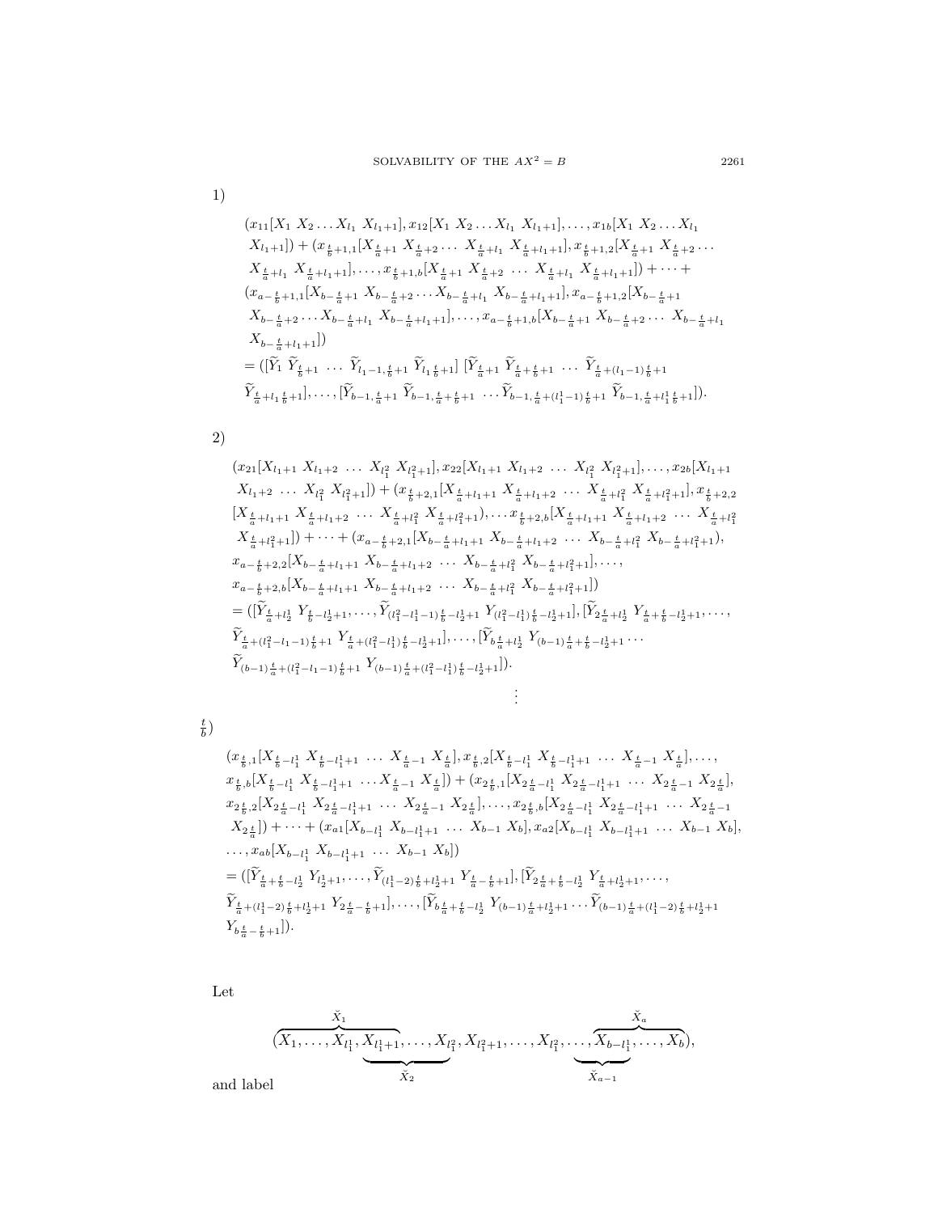1)

$$
\begin{aligned}
&(x_{11}[X_1\ X_2 \dots X_{l_1}\ X_{l_1+1}], x_{12}[X_1\ X_2 \dots X_{l_1}\ X_{l_1+1}], \dots, x_{1b}[X_1\ X_2 \dots X_{l_1}\\
&\ X_{l_1+1}]) + (x_{\frac{t}{b}+1,1}[X_{\frac{t}{a}+1}\ X_{\frac{t}{a}+2} \dots\ X_{\frac{t}{a}+l_1}\ X_{\frac{t}{a}+l_1+1}], x_{\frac{t}{b}+1,2}[X_{\frac{t}{a}+1}\ X_{\frac{t}{a}+2} \dots\\
&\ X_{\frac{t}{a}+l_1}\ X_{\frac{t}{a}+l_1+1}], \dots, x_{\frac{t}{b}+1,b}[X_{\frac{t}{a}+1}\ X_{\frac{t}{a}+2}\ \dots\ X_{\frac{t}{a}+l_1}\ X_{\frac{t}{a}+l_1+1}]) + \dots +\\
&(x_{a-\frac{t}{b}+1,1}[X_{b-\frac{t}{a}+1}\ X_{b-\frac{t}{a}+2} \dots X_{b-\frac{t}{a}+l_1}\ X_{b-\frac{t}{a}+l_1+1}], x_{a-\frac{t}{b}+1,2}[X_{b-\frac{t}{a}+1}\\
&\ X_{b-\frac{t}{a}+2} \dots X_{b-\frac{t}{a}+l_1}\ X_{b-\frac{t}{a}+l_1+1}], \dots, x_{a-\frac{t}{b}+1,b}[X_{b-\frac{t}{a}+1}\ X_{b-\frac{t}{a}+2} \dots\ X_{b-\frac{t}{a}+l_1}\\
&\ X_{b-\frac{t}{a}+l_1+1}])\\
&= ([\widetilde{Y}_1\ \widetilde{Y}_{\frac{t}{b}+1}\ \dots\ \widetilde{Y}_{l_1-1,\frac{t}{b}+1}\ \widetilde{Y}_{l_1\frac{t}{b}+1}]\ [\widetilde{Y}_{\frac{t}{a}+1}\ \widetilde{Y}_{\frac{t}{a}+\frac{t}{b}+1}\ \dots\ \widetilde{Y}_{\frac{t}{a}+(l_1-1)\frac{t}{b}+1}\\
&\ \widetilde{Y}_{\frac{t}{a}+l_1\frac{t}{b}+1}], \dots, [\widetilde{Y}_{b-1,\frac{t}{a}+1}\ \widetilde{Y}_{b-1,\frac{t}{a}+\frac{t}{b}+1}\ \dots \widetilde{Y}_{b-1,\frac{t}{a}+(l_1^1-1)\frac{t}{b}+1}\ \widetilde{Y}_{b-1,\frac{t}{a}+l_1^1\frac{t}{b}+1}]).
\end{aligned}
$$

2)

$$
\begin{aligned}
&(x_{21}[X_{l_1+1}\ X_{l_1+2}\ \dots\ X_{l_1^2}\ X_{l_1^2+1}], x_{22}[X_{l_1+1}\ X_{l_1+2}\ \dots\ X_{l_1^2}\ X_{l_1^2+1}], \dots, x_{2b}[X_{l_1+1}\\
&\ X_{l_1+2}\ \dots\ X_{l_1^2}\ X_{l_1^2+1}]) + (x_{\frac{t}{b}+2,1}[X_{\frac{t}{a}+l_1+1}\ X_{\frac{t}{a}+l_1+2}\ \dots\ X_{\frac{t}{a}+l_1^2}\ X_{\frac{t}{a}+l_1^2+1}], x_{\frac{t}{b}+2,2}\\
&[X_{\frac{t}{a}+l_1+1}\ X_{\frac{t}{a}+l_1+2}\ \dots\ X_{\frac{t}{a}+l_1^2}\ X_{\frac{t}{a}+l_1^2+1}), \dots x_{\frac{t}{b}+2,b}[X_{\frac{t}{a}+l_1+1}\ X_{\frac{t}{a}+l_1+2}\ \dots\ X_{\frac{t}{a}+l_1^2}\\
&\ X_{\frac{t}{a}+l_1^2+1}]) + \dots + (x_{a-\frac{t}{b}+2,1}[X_{b-\frac{t}{a}+l_1+1}\ X_{b-\frac{t}{a}+l_1+2}\ \dots\ X_{b-\frac{t}{a}+l_1^2}\ X_{b-\frac{t}{a}+l_1^2+1}),\\
&x_{a-\frac{t}{b}+2,2}[X_{b-\frac{t}{a}+l_1+1}\ X_{b-\frac{t}{a}+l_1+2}\ \dots\ X_{b-\frac{t}{a}+l_1^2}\ X_{b-\frac{t}{a}+l_1^2+1}], \dots,\\
&x_{a-\frac{t}{b}+2,b}[X_{b-\frac{t}{a}+l_1+1}\ X_{b-\frac{t}{a}+l_1+2}\ \dots\ X_{b-\frac{t}{a}+l_1^2}\ X_{b-\frac{t}{a}+l_1^2+1}])\\
&= ([\widetilde{Y}_{\frac{t}{a}+l_2^1}\ Y_{\frac{t}{b}-l_2^1+1}, \dots, \widetilde{Y}_{(l_1^2-l_1^1-1)\frac{t}{b}-l_2^1+1}\ Y_{(l_1^2-l_1^1)\frac{t}{b}-l_2^1+1}], [\widetilde{Y}_{2\frac{t}{a}+l_2^1}\ Y_{\frac{t}{a}+\frac{t}{b}-l_2^1+1}, \dots,\\
&\widetilde{Y}_{\frac{t}{a}+(l_1^2-l_1-1)\frac{t}{b}+1}\ Y_{\frac{t}{a}+(l_1^2-l_1^1)\frac{t}{b}-l_2^1+1}], \dots, [\widetilde{Y}_{b\frac{t}{a}+l_2^1}\ Y_{(b-1)\frac{t}{a}+\frac{t}{b}-l_2^1+1} \dots\\
&\widetilde{Y}_{(b-1)\frac{t}{a}+(l_1^2-l_1-1)\frac{t}{b}+1}\ Y_{(b-1)\frac{t}{a}+(l_1^2-l_1^1)\frac{t}{b}-l_2^1+1}]).
\end{aligned}
$$

$\vdots$

$\frac{t}{b}$)

$$
\begin{aligned}
&(x_{\frac{t}{b},1}[X_{\frac{t}{b}-l_1^1}\ X_{\frac{t}{b}-l_1^1+1}\ \dots\ X_{\frac{t}{a}-1}\ X_{\frac{t}{a}}], x_{\frac{t}{b},2}[X_{\frac{t}{b}-l_1^1}\ X_{\frac{t}{b}-l_1^1+1}\ \dots\ X_{\frac{t}{a}-1}\ X_{\frac{t}{a}}], \dots,\\
&x_{\frac{t}{b},b}[X_{\frac{t}{b}-l_1^1}\ X_{\frac{t}{b}-l_1^1+1}\ \dots X_{\frac{t}{a}-1}\ X_{\frac{t}{a}}]) + (x_{2\frac{t}{b},1}[X_{2\frac{t}{a}-l_1^1}\ X_{2\frac{t}{a}-l_1^1+1}\ \dots\ X_{2\frac{t}{a}-1}\ X_{2\frac{t}{a}}],\\
&x_{2\frac{t}{b},2}[X_{2\frac{t}{a}-l_1^1}\ X_{2\frac{t}{a}-l_1^1+1}\ \dots\ X_{2\frac{t}{a}-1}\ X_{2\frac{t}{a}}], \dots, x_{2\frac{t}{b},b}[X_{2\frac{t}{a}-l_1^1}\ X_{2\frac{t}{a}-l_1^1+1}\ \dots\ X_{2\frac{t}{a}-1}\\
&\ X_{2\frac{t}{a}}]) + \dots + (x_{a1}[X_{b-l_1^1}\ X_{b-l_1^1+1}\ \dots\ X_{b-1}\ X_b], x_{a2}[X_{b-l_1^1}\ X_{b-l_1^1+1}\ \dots\ X_{b-1}\ X_b],\\
&\dots, x_{ab}[X_{b-l_1^1}\ X_{b-l_1^1+1}\ \dots\ X_{b-1}\ X_b])\\
&= ([\widetilde{Y}_{\frac{t}{a}+\frac{t}{b}-l_2^1}\ Y_{l_2^1+1}, \dots, \widetilde{Y}_{(l_1^1-2)\frac{t}{b}+l_2^1+1}\ Y_{\frac{t}{a}-\frac{t}{b}+1}], [\widetilde{Y}_{2\frac{t}{a}+\frac{t}{b}-l_2^1}\ Y_{\frac{t}{a}+l_2^1+1}, \dots,\\
&\widetilde{Y}_{\frac{t}{a}+(l_1^1-2)\frac{t}{b}+l_2^1+1}\ Y_{2\frac{t}{a}-\frac{t}{b}+1}], \dots, [\widetilde{Y}_{b\frac{t}{a}+\frac{t}{b}-l_2^1}\ Y_{(b-1)\frac{t}{a}+l_2^1+1} \dots \widetilde{Y}_{(b-1)\frac{t}{a}+(l_1^1-2)\frac{t}{b}+l_2^1+1}\\
&Y_{b\frac{t}{a}-\frac{t}{b}+1}]).
\end{aligned}
$$

Let

$$
(\overbrace{X_1, \dots, X_{l_1^1}, \underbrace{X_{l_1^1+1}}_{}}^{\breve{X}_1}\underbrace{, \dots, X_{l_1^2}}_{\breve{X}_2}, X_{l_1^2+1}, \dots, X_{l_1^2}, \dots, \overbrace{\underbrace{X_{b-l_1^1}}_{\breve{X}_{a-1}}, \dots, X_b}^{\breve{X}_a}),
$$

and label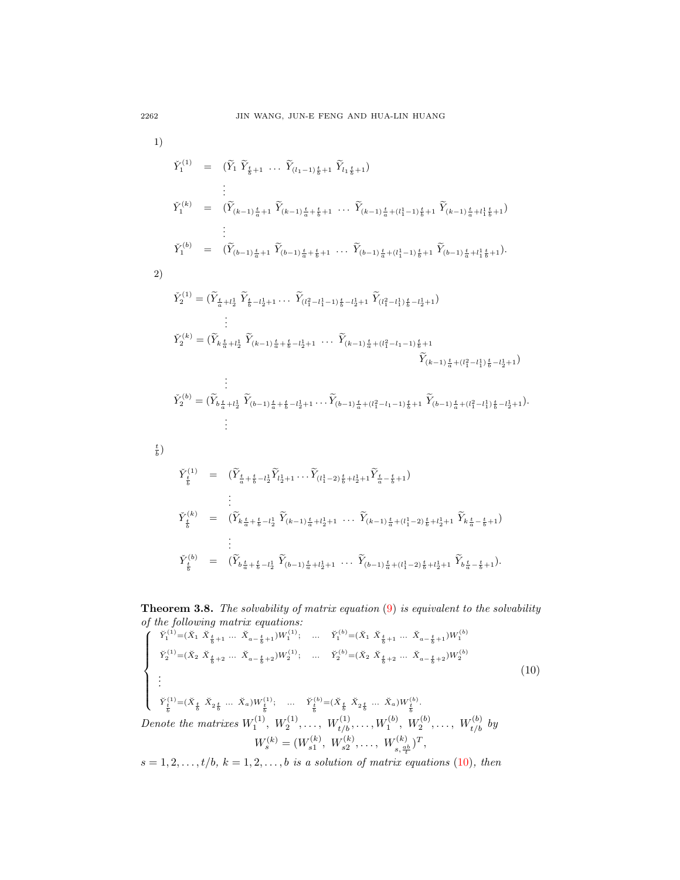1)

$$
\begin{aligned}
\check{Y}_1^{(1)} &= (\widetilde{Y}_1\ \widetilde{Y}_{\frac{t}{b}+1}\ \ldots\ \widetilde{Y}_{(l_1-1)\frac{t}{b}+1}\ \widetilde{Y}_{l_1\frac{t}{b}+1}) \\
&\ \ \vdots \\
\check{Y}_1^{(k)} &= (\widetilde{Y}_{(k-1)\frac{t}{a}+1}\ \widetilde{Y}_{(k-1)\frac{t}{a}+\frac{t}{b}+1}\ \ldots\ \widetilde{Y}_{(k-1)\frac{t}{a}+(l_1^1-1)\frac{t}{b}+1}\ \widetilde{Y}_{(k-1)\frac{t}{a}+l_1^1\frac{t}{b}+1}) \\
&\ \ \vdots \\
\check{Y}_1^{(b)} &= (\widetilde{Y}_{(b-1)\frac{t}{a}+1}\ \widetilde{Y}_{(b-1)\frac{t}{a}+\frac{t}{b}+1}\ \ldots\ \widetilde{Y}_{(b-1)\frac{t}{a}+(l_1^1-1)\frac{t}{b}+1}\ \widetilde{Y}_{(b-1)\frac{t}{a}+l_1^1\frac{t}{b}+1}).
\end{aligned}
$$

2)

$$
\begin{aligned}
&\check{Y}_2^{(1)} = (\widetilde{Y}_{\frac{t}{a}+l_2^1}\ \widetilde{Y}_{\frac{t}{b}-l_2^1+1}\ldots\ \widetilde{Y}_{(l_1^2-l_1^1-1)\frac{t}{b}-l_2^1+1}\ \widetilde{Y}_{(l_1^2-l_1^1)\frac{t}{b}-l_2^1+1}) \\
&\ \ \vdots \\
&\check{Y}_2^{(k)} = (\widetilde{Y}_{k\frac{t}{a}+l_2^1}\ \widetilde{Y}_{(k-1)\frac{t}{a}+\frac{t}{b}-l_2^1+1}\ \ldots\ \widetilde{Y}_{(k-1)\frac{t}{a}+(l_1^2-l_1-1)\frac{t}{b}+1} \\
&\qquad\qquad \widetilde{Y}_{(k-1)\frac{t}{a}+(l_1^2-l_1^1)\frac{t}{b}-l_2^1+1}) \\
&\ \ \vdots \\
&\check{Y}_2^{(b)} = (\widetilde{Y}_{b\frac{t}{a}+l_2^1}\ \widetilde{Y}_{(b-1)\frac{t}{a}+\frac{t}{b}-l_2^1+1}\ldots\widetilde{Y}_{(b-1)\frac{t}{a}+(l_1^2-l_1-1)\frac{t}{b}+1}\ \widetilde{Y}_{(b-1)\frac{t}{a}+(l_1^2-l_1^1)\frac{t}{b}-l_2^1+1}). \\
&\ \ \vdots
\end{aligned}
$$

$\frac{t}{b}$)

$$
\begin{aligned}
\check{Y}_{\frac{t}{b}}^{(1)} &= (\widetilde{Y}_{\frac{t}{a}+\frac{t}{b}-l_2^1}\widetilde{Y}_{l_2^1+1}\ldots\widetilde{Y}_{(l_1^1-2)\frac{t}{b}+l_2^1+1}\widetilde{Y}_{\frac{t}{a}-\frac{t}{b}+1}) \\
&\ \ \vdots \\
\check{Y}_{\frac{t}{b}}^{(k)} &= (\widetilde{Y}_{k\frac{t}{a}+\frac{t}{b}-l_2^1}\ \widetilde{Y}_{(k-1)\frac{t}{a}+l_2^1+1}\ \ldots\ \widetilde{Y}_{(k-1)\frac{t}{a}+(l_1^1-2)\frac{t}{b}+l_2^1+1}\ \widetilde{Y}_{k\frac{t}{a}-\frac{t}{b}+1}) \\
&\ \ \vdots \\
\check{Y}_{\frac{t}{b}}^{(b)} &= (\widetilde{Y}_{b\frac{t}{a}+\frac{t}{b}-l_2^1}\ \widetilde{Y}_{(b-1)\frac{t}{a}+l_2^1+1}\ \ldots\ \widetilde{Y}_{(b-1)\frac{t}{a}+(l_1^1-2)\frac{t}{b}+l_2^1+1}\ \widetilde{Y}_{b\frac{t}{a}-\frac{t}{b}+1}).
\end{aligned}
$$

**Theorem 3.8.** *The solvability of matrix equation* (9) *is equivalent to the solvability of the following matrix equations:*

$$
\begin{cases}
\check{Y}_1^{(1)}=(\check{X}_1\ \check{X}_{\frac{t}{b}+1}\ \ldots\ \check{X}_{a-\frac{t}{b}+1})W_1^{(1)}; & \ldots \quad \check{Y}_1^{(b)}=(\check{X}_1\ \check{X}_{\frac{t}{b}+1}\ \ldots\ \check{X}_{a-\frac{t}{b}+1})W_1^{(b)} \\
\check{Y}_2^{(1)}=(\check{X}_2\ \check{X}_{\frac{t}{b}+2}\ \ldots\ \check{X}_{a-\frac{t}{b}+2})W_2^{(1)}; & \ldots \quad \check{Y}_2^{(b)}=(\check{X}_2\ \check{X}_{\frac{t}{b}+2}\ \ldots\ \check{X}_{a-\frac{t}{b}+2})W_2^{(b)} \\
\vdots & \\
\check{Y}_{\frac{t}{b}}^{(1)}=(\check{X}_{\frac{t}{b}}\ \check{X}_{2\frac{t}{b}}\ \ldots\ \check{X}_a)W_{\frac{t}{b}}^{(1)}; & \ldots \quad \check{Y}_{\frac{t}{b}}^{(b)}=(\check{X}_{\frac{t}{b}}\ \check{X}_{2\frac{t}{b}}\ \ldots\ \check{X}_a)W_{\frac{t}{b}}^{(b)}.
\end{cases}
\tag{10}
$$

*Denote the matrixes* $W_1^{(1)},\ W_2^{(1)},\ldots,\ W_{t/b}^{(1)},\ldots,W_1^{(b)},\ W_2^{(b)},\ldots,\ W_{t/b}^{(b)}$ *by*

$$
W_s^{(k)} = (W_{s1}^{(k)},\ W_{s2}^{(k)},\ldots,\ W_{s,\frac{ab}{t}}^{(k)})^T,
$$

$s = 1, 2, \ldots, t/b,\ k = 1, 2, \ldots, b$ *is a solution of matrix equations* (10), *then*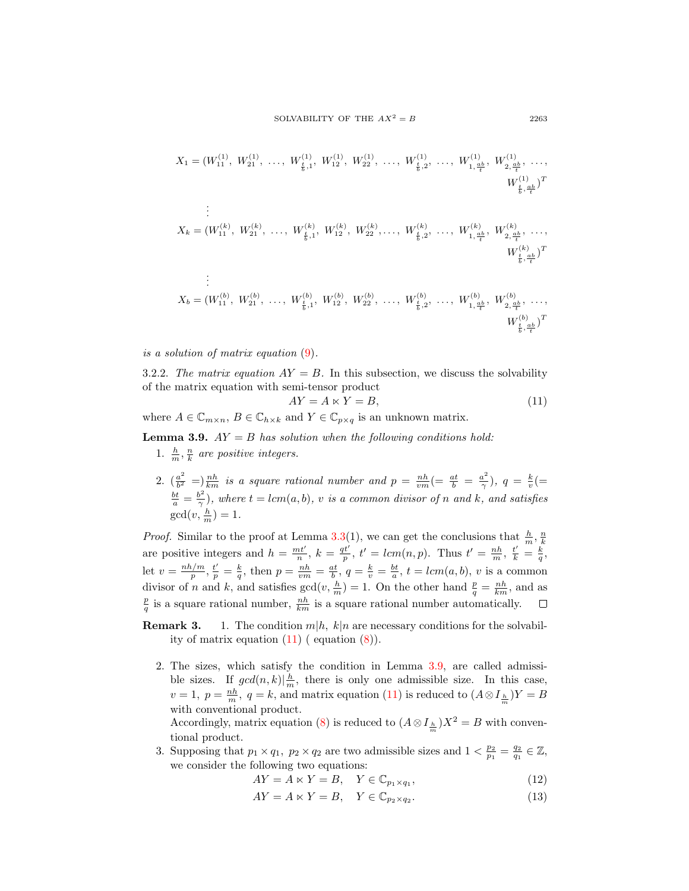$$X_1 = (W_{11}^{(1)},\ W_{21}^{(1)},\ \ldots,\ W_{\frac{t}{b},1}^{(1)},\ W_{12}^{(1)},\ W_{22}^{(1)},\ \ldots,\ W_{\frac{t}{b},2}^{(1)},\ \ldots,\ W_{1,\frac{ab}{t}}^{(1)},\ W_{2,\frac{ab}{t}}^{(1)},\ \ldots,\ W_{\frac{t}{b},\frac{ab}{t}}^{(1)})^T$$

$$\vdots$$

$$X_k = (W_{11}^{(k)},\ W_{21}^{(k)},\ \ldots,\ W_{\frac{t}{b},1}^{(k)},\ W_{12}^{(k)},\ W_{22}^{(k)},\ldots,\ W_{\frac{t}{b},2}^{(k)},\ \ldots,\ W_{1,\frac{ab}{t}}^{(k)},\ W_{2,\frac{ab}{t}}^{(k)},\ \ldots,\ W_{\frac{t}{b},\frac{ab}{t}}^{(k)})^T$$

$$\vdots$$

$$X_b = (W_{11}^{(b)},\ W_{21}^{(b)},\ \ldots,\ W_{\frac{t}{b},1}^{(b)},\ W_{12}^{(b)},\ W_{22}^{(b)},\ \ldots,\ W_{\frac{t}{b},2}^{(b)},\ \ldots,\ W_{1,\frac{ab}{t}}^{(b)},\ W_{2,\frac{ab}{t}}^{(b)},\ \ldots,\ W_{\frac{t}{b},\frac{ab}{t}}^{(b)})^T$$

*is a solution of matrix equation (9).*

3.2.2. *The matrix equation $AY = B$.* In this subsection, we discuss the solvability of the matrix equation with semi-tensor product

$$AY = A \ltimes Y = B, \tag{11}$$

where $A \in \mathbb{C}_{m\times n}$, $B \in \mathbb{C}_{h\times k}$ and $Y \in \mathbb{C}_{p\times q}$ is an unknown matrix.

**Lemma 3.9.** *$AY = B$ has solution when the following conditions hold:*

1. *$\frac{h}{m}, \frac{n}{k}$ are positive integers.*
2. *$(\frac{a^2}{b^2} =)\frac{nh}{km}$ is a square rational number and $p = \frac{nh}{vm}(= \frac{at}{b} = \frac{a^2}{\gamma})$, $q = \frac{k}{v}(= \frac{bt}{a} = \frac{b^2}{\gamma})$, where $t = lcm(a, b)$, $v$ is a common divisor of $n$ and $k$, and satisfies $\gcd(v, \frac{h}{m}) = 1$.*

*Proof.* Similar to the proof at Lemma 3.3(1), we can get the conclusions that $\frac{h}{m}, \frac{n}{k}$ are positive integers and $h = \frac{mt'}{n}$, $k = \frac{qt'}{p}$, $t' = lcm(n, p)$. Thus $t' = \frac{nh}{m}$, $\frac{t'}{k} = \frac{k}{q}$, let $v = \frac{nh/m}{p}$, $\frac{t'}{p} = \frac{k}{q}$, then $p = \frac{nh}{vm} = \frac{at}{b}$, $q = \frac{k}{v} = \frac{bt}{a}$, $t = lcm(a, b)$, $v$ is a common divisor of $n$ and $k$, and satisfies $\gcd(v, \frac{h}{m}) = 1$. On the other hand $\frac{p}{q} = \frac{nh}{km}$, and as $\frac{p}{q}$ is a square rational number, $\frac{nh}{km}$ is a square rational number automatically. $\square$

**Remark 3.**

1. The condition $m|h$, $k|n$ are necessary conditions for the solvability of matrix equation (11) ( equation (8)).
2. The sizes, which satisfy the condition in Lemma 3.9, are called admissible sizes. If $gcd(n, k)|\frac{h}{m}$, there is only one admissible size. In this case, $v = 1$, $p = \frac{nh}{m}$, $q = k$, and matrix equation (11) is reduced to $(A \otimes I_{\frac{h}{m}})Y = B$ with conventional product.
   Accordingly, matrix equation (8) is reduced to $(A \otimes I_{\frac{h}{m}})X^2 = B$ with conventional product.
3. Supposing that $p_1 \times q_1$, $p_2 \times q_2$ are two admissible sizes and $1 < \frac{p_2}{p_1} = \frac{q_2}{q_1} \in \mathbb{Z}$, we consider the following two equations:

$$AY = A \ltimes Y = B, \quad Y \in \mathbb{C}_{p_1\times q_1}, \tag{12}$$

$$AY = A \ltimes Y = B, \quad Y \in \mathbb{C}_{p_2\times q_2}. \tag{13}$$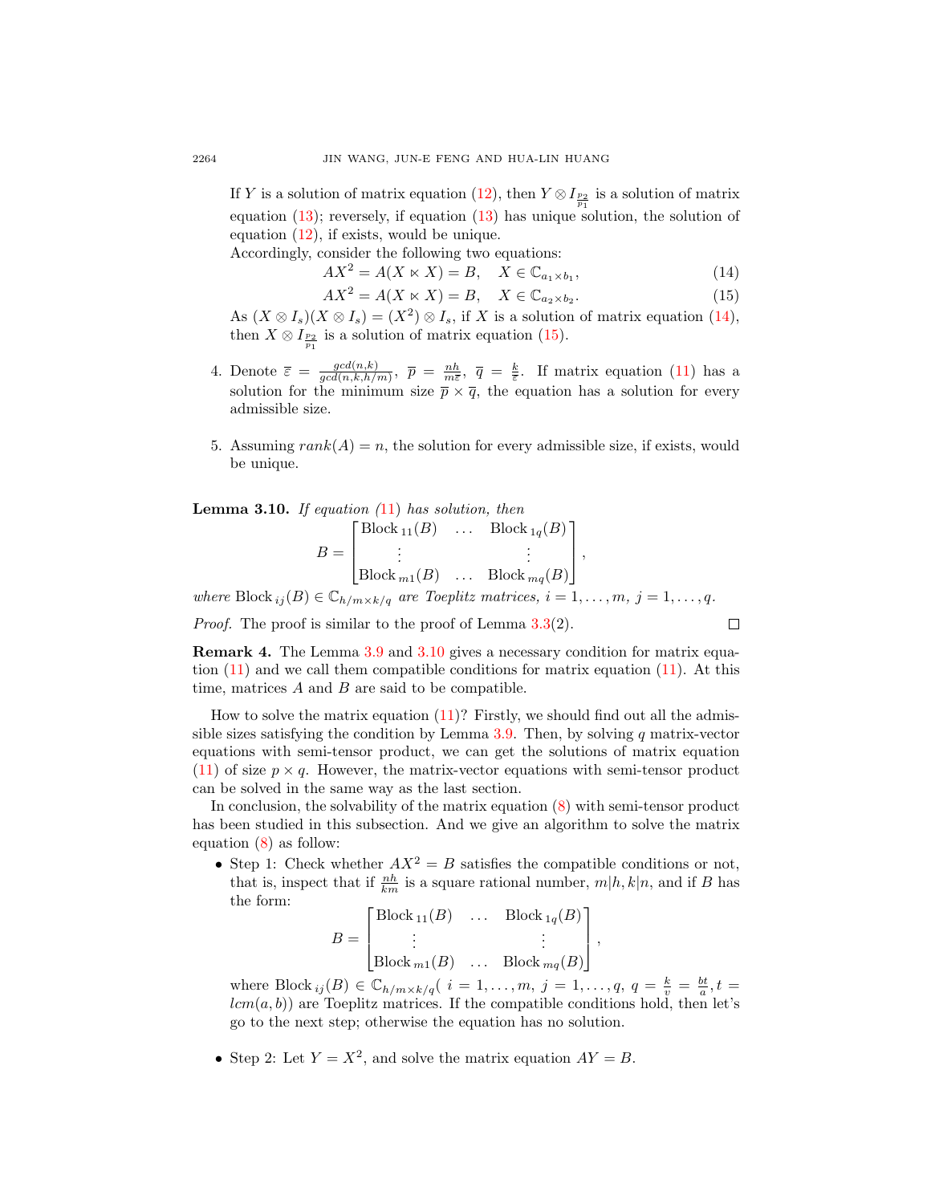If $Y$ is a solution of matrix equation (12), then $Y \otimes I_{\frac{p_2}{p_1}}$ is a solution of matrix equation (13); reversely, if equation (13) has unique solution, the solution of equation (12), if exists, would be unique.

Accordingly, consider the following two equations:

$$AX^2 = A(X \ltimes X) = B, \quad X \in \mathbb{C}_{a_1 \times b_1}, \tag{14}$$

$$AX^2 = A(X \ltimes X) = B, \quad X \in \mathbb{C}_{a_2 \times b_2}. \tag{15}$$

As $(X \otimes I_s)(X \otimes I_s) = (X^2) \otimes I_s$, if $X$ is a solution of matrix equation (14), then $X \otimes I_{\frac{p_2}{p_1}}$ is a solution of matrix equation (15).

4. Denote $\overline{\varepsilon} = \frac{gcd(n,k)}{gcd(n,k,h/m)}$, $\overline{p} = \frac{nh}{m\overline{\varepsilon}}$, $\overline{q} = \frac{k}{\overline{\varepsilon}}$. If matrix equation (11) has a solution for the minimum size $\overline{p} \times \overline{q}$, the equation has a solution for every admissible size.

5. Assuming $rank(A) = n$, the solution for every admissible size, if exists, would be unique.

**Lemma 3.10.** *If equation (11) has solution, then*

$$B = \begin{bmatrix} \text{Block}_{11}(B) & \dots & \text{Block}_{1q}(B) \\ \vdots & & \vdots \\ \text{Block}_{m1}(B) & \dots & \text{Block}_{mq}(B) \end{bmatrix},$$

*where* $\text{Block}_{ij}(B) \in \mathbb{C}_{h/m \times k/q}$ *are Toeplitz matrices,* $i = 1, \dots, m$, $j = 1, \dots, q$.

*Proof.* The proof is similar to the proof of Lemma 3.3(2). □

**Remark 4.** The Lemma 3.9 and 3.10 gives a necessary condition for matrix equation (11) and we call them compatible conditions for matrix equation (11). At this time, matrices $A$ and $B$ are said to be compatible.

How to solve the matrix equation (11)? Firstly, we should find out all the admissible sizes satisfying the condition by Lemma 3.9. Then, by solving $q$ matrix-vector equations with semi-tensor product, we can get the solutions of matrix equation (11) of size $p \times q$. However, the matrix-vector equations with semi-tensor product can be solved in the same way as the last section.

In conclusion, the solvability of the matrix equation (8) with semi-tensor product has been studied in this subsection. And we give an algorithm to solve the matrix equation (8) as follow:

- Step 1: Check whether $AX^2 = B$ satisfies the compatible conditions or not, that is, inspect that if $\frac{nh}{km}$ is a square rational number, $m|h, k|n$, and if $B$ has the form:

$$B = \begin{bmatrix} \text{Block}_{11}(B) & \dots & \text{Block}_{1q}(B) \\ \vdots & & \vdots \\ \text{Block}_{m1}(B) & \dots & \text{Block}_{mq}(B) \end{bmatrix},$$

  where $\text{Block}_{ij}(B) \in \mathbb{C}_{h/m \times k/q}$( $i = 1, \dots, m$, $j = 1, \dots, q$, $q = \frac{k}{v} = \frac{bt}{a}, t = lcm(a, b)$) are Toeplitz matrices. If the compatible conditions hold, then let's go to the next step; otherwise the equation has no solution.

- Step 2: Let $Y = X^2$, and solve the matrix equation $AY = B$.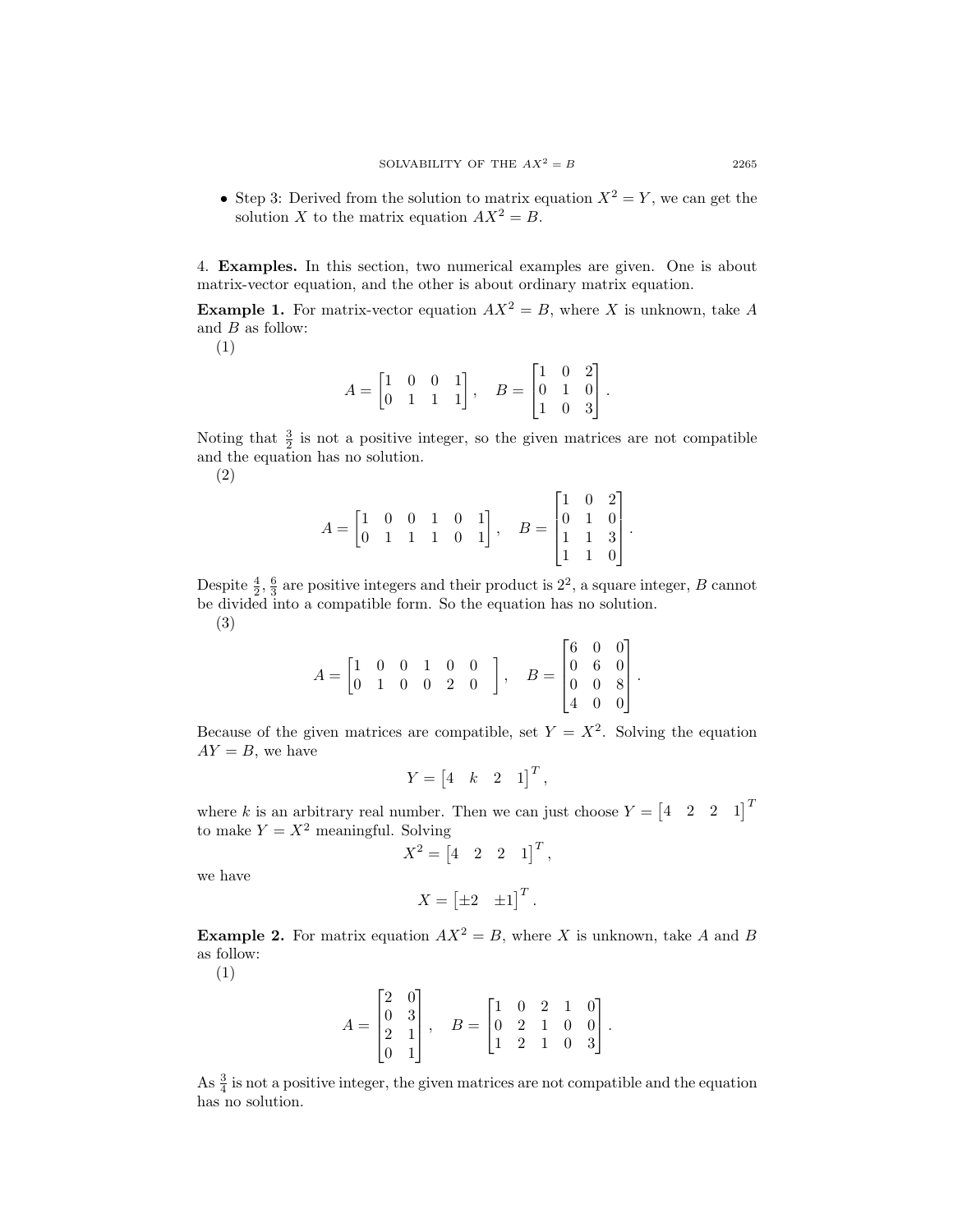- Step 3: Derived from the solution to matrix equation $X^2 = Y$, we can get the solution $X$ to the matrix equation $AX^2 = B$.

4. **Examples.** In this section, two numerical examples are given. One is about matrix-vector equation, and the other is about ordinary matrix equation.

**Example 1.** For matrix-vector equation $AX^2 = B$, where $X$ is unknown, take $A$ and $B$ as follow:

(1)

$$A = \begin{bmatrix} 1 & 0 & 0 & 1 \\ 0 & 1 & 1 & 1 \end{bmatrix}, \quad B = \begin{bmatrix} 1 & 0 & 2 \\ 0 & 1 & 0 \\ 1 & 0 & 3 \end{bmatrix}.$$

Noting that $\frac{3}{2}$ is not a positive integer, so the given matrices are not compatible and the equation has no solution.

(2)

$$A = \begin{bmatrix} 1 & 0 & 0 & 1 & 0 & 1 \\ 0 & 1 & 1 & 1 & 0 & 1 \end{bmatrix}, \quad B = \begin{bmatrix} 1 & 0 & 2 \\ 0 & 1 & 0 \\ 1 & 1 & 3 \\ 1 & 1 & 0 \end{bmatrix}.$$

Despite $\frac{4}{2}, \frac{6}{3}$ are positive integers and their product is $2^2$, a square integer, $B$ cannot be divided into a compatible form. So the equation has no solution.

(3)

$$A = \begin{bmatrix} 1 & 0 & 0 & 1 & 0 & 0 \\ 0 & 1 & 0 & 0 & 2 & 0 \end{bmatrix}, \quad B = \begin{bmatrix} 6 & 0 & 0 \\ 0 & 6 & 0 \\ 0 & 0 & 8 \\ 4 & 0 & 0 \end{bmatrix}.$$

Because of the given matrices are compatible, set $Y = X^2$. Solving the equation $AY = B$, we have

$$Y = \begin{bmatrix} 4 & k & 2 & 1 \end{bmatrix}^T,$$

where $k$ is an arbitrary real number. Then we can just choose $Y = \begin{bmatrix} 4 & 2 & 2 & 1 \end{bmatrix}^T$ to make $Y = X^2$ meaningful. Solving

$$X^2 = \begin{bmatrix} 4 & 2 & 2 & 1 \end{bmatrix}^T,$$

we have

$$X = \begin{bmatrix} \pm 2 & \pm 1 \end{bmatrix}^T.$$

**Example 2.** For matrix equation $AX^2 = B$, where $X$ is unknown, take $A$ and $B$ as follow:

(1)

$$A = \begin{bmatrix} 2 & 0 \\ 0 & 3 \\ 2 & 1 \\ 0 & 1 \end{bmatrix}, \quad B = \begin{bmatrix} 1 & 0 & 2 & 1 & 0 \\ 0 & 2 & 1 & 0 & 0 \\ 1 & 2 & 1 & 0 & 3 \end{bmatrix}.$$

As $\frac{3}{4}$ is not a positive integer, the given matrices are not compatible and the equation has no solution.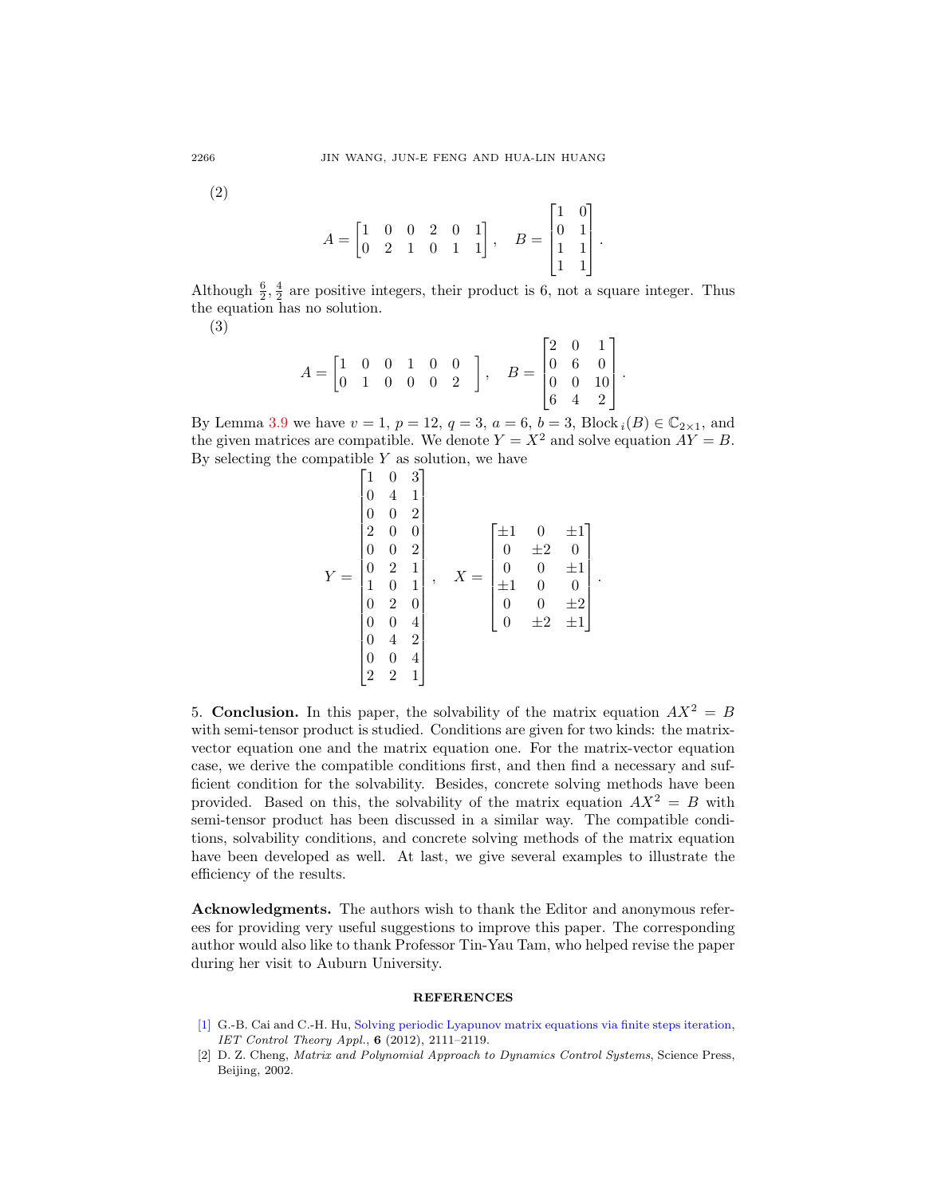(2)

$$
A = \begin{bmatrix} 1 & 0 & 0 & 2 & 0 & 1 \\ 0 & 2 & 1 & 0 & 1 & 1 \end{bmatrix}, \quad B = \begin{bmatrix} 1 & 0 \\ 0 & 1 \\ 1 & 1 \\ 1 & 1 \end{bmatrix}.
$$

Although $\frac{6}{2}, \frac{4}{2}$ are positive integers, their product is 6, not a square integer. Thus the equation has no solution.

(3)

$$
A = \begin{bmatrix} 1 & 0 & 0 & 1 & 0 & 0 \\ 0 & 1 & 0 & 0 & 0 & 2 \end{bmatrix}, \quad B = \begin{bmatrix} 2 & 0 & 1 \\ 0 & 6 & 0 \\ 0 & 0 & 10 \\ 6 & 4 & 2 \end{bmatrix}.
$$

By Lemma 3.9 we have $v = 1$, $p = 12$, $q = 3$, $a = 6$, $b = 3$, $\text{Block}_i(B) \in \mathbb{C}_{2\times 1}$, and the given matrices are compatible. We denote $Y = X^2$ and solve equation $AY = B$. By selecting the compatible $Y$ as solution, we have

$$
Y = \begin{bmatrix} 1 & 0 & 3 \\ 0 & 4 & 1 \\ 0 & 0 & 2 \\ 2 & 0 & 0 \\ 0 & 0 & 2 \\ 0 & 2 & 1 \\ 1 & 0 & 1 \\ 0 & 2 & 0 \\ 0 & 0 & 4 \\ 0 & 4 & 2 \\ 0 & 0 & 4 \\ 2 & 2 & 1 \end{bmatrix}, \quad X = \begin{bmatrix} \pm 1 & 0 & \pm 1 \\ 0 & \pm 2 & 0 \\ 0 & 0 & \pm 1 \\ \pm 1 & 0 & 0 \\ 0 & 0 & \pm 2 \\ 0 & \pm 2 & \pm 1 \end{bmatrix}.
$$

5. **Conclusion.** In this paper, the solvability of the matrix equation $AX^2 = B$ with semi-tensor product is studied. Conditions are given for two kinds: the matrix-vector equation one and the matrix equation one. For the matrix-vector equation case, we derive the compatible conditions first, and then find a necessary and sufficient condition for the solvability. Besides, concrete solving methods have been provided. Based on this, the solvability of the matrix equation $AX^2 = B$ with semi-tensor product has been discussed in a similar way. The compatible conditions, solvability conditions, and concrete solving methods of the matrix equation have been developed as well. At last, we give several examples to illustrate the efficiency of the results.

**Acknowledgments.** The authors wish to thank the Editor and anonymous referees for providing very useful suggestions to improve this paper. The corresponding author would also like to thank Professor Tin-Yau Tam, who helped revise the paper during her visit to Auburn University.

## REFERENCES

[1] G.-B. Cai and C.-H. Hu, Solving periodic Lyapunov matrix equations via finite steps iteration, *IET Control Theory Appl.*, **6** (2012), 2111–2119.

[2] D. Z. Cheng, *Matrix and Polynomial Approach to Dynamics Control Systems*, Science Press, Beijing, 2002.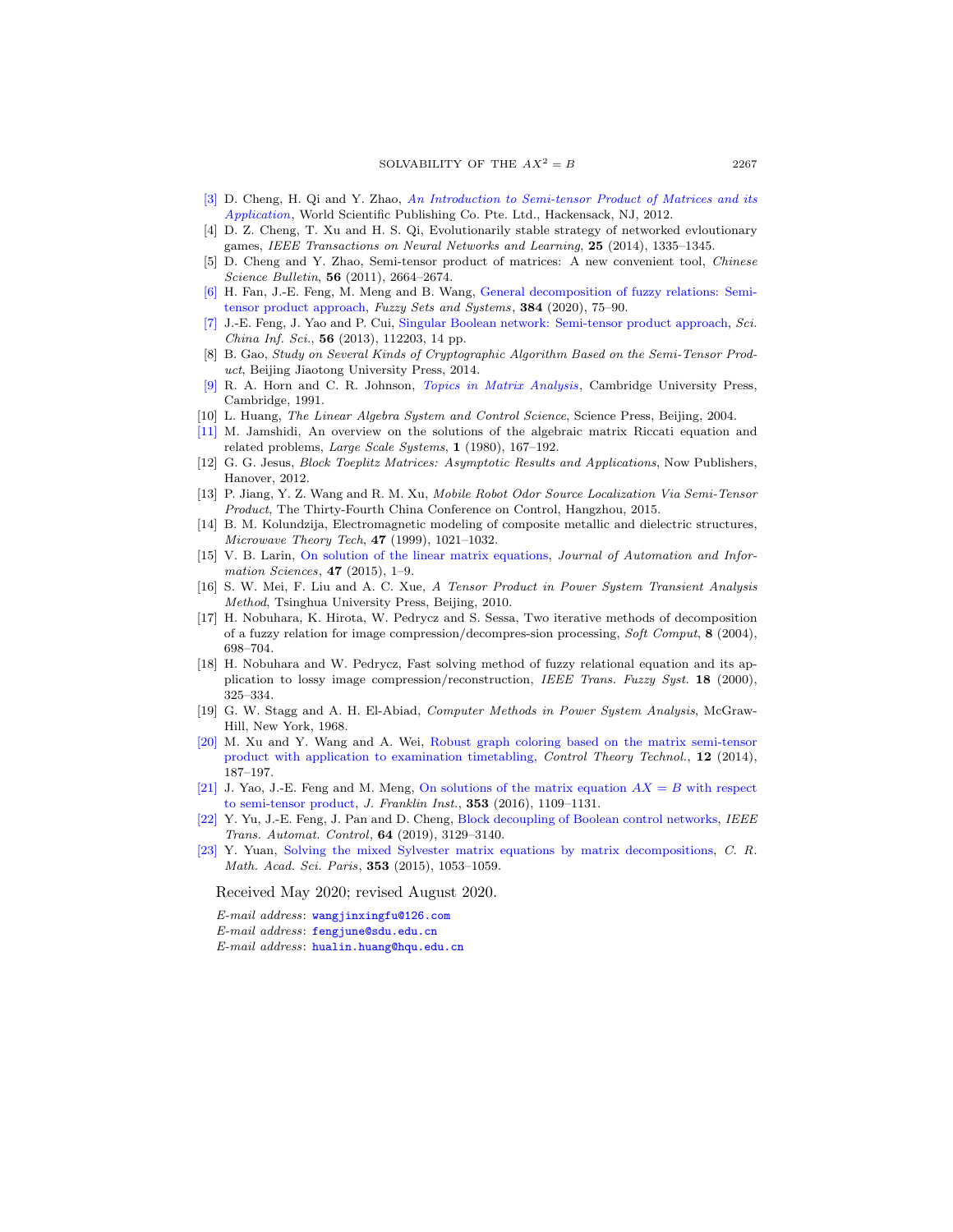[3] D. Cheng, H. Qi and Y. Zhao, *An Introduction to Semi-tensor Product of Matrices and its Application*, World Scientific Publishing Co. Pte. Ltd., Hackensack, NJ, 2012.

[4] D. Z. Cheng, T. Xu and H. S. Qi, Evolutionarily stable strategy of networked evloutionary games, *IEEE Transactions on Neural Networks and Learning*, **25** (2014), 1335–1345.

[5] D. Cheng and Y. Zhao, Semi-tensor product of matrices: A new convenient tool, *Chinese Science Bulletin*, **56** (2011), 2664–2674.

[6] H. Fan, J.-E. Feng, M. Meng and B. Wang, General decomposition of fuzzy relations: Semi-tensor product approach, *Fuzzy Sets and Systems*, **384** (2020), 75–90.

[7] J.-E. Feng, J. Yao and P. Cui, Singular Boolean network: Semi-tensor product approach, *Sci. China Inf. Sci.*, **56** (2013), 112203, 14 pp.

[8] B. Gao, *Study on Several Kinds of Cryptographic Algorithm Based on the Semi-Tensor Product*, Beijing Jiaotong University Press, 2014.

[9] R. A. Horn and C. R. Johnson, *Topics in Matrix Analysis*, Cambridge University Press, Cambridge, 1991.

[10] L. Huang, *The Linear Algebra System and Control Science*, Science Press, Beijing, 2004.

[11] M. Jamshidi, An overview on the solutions of the algebraic matrix Riccati equation and related problems, *Large Scale Systems*, **1** (1980), 167–192.

[12] G. G. Jesus, *Block Toeplitz Matrices: Asymptotic Results and Applications*, Now Publishers, Hanover, 2012.

[13] P. Jiang, Y. Z. Wang and R. M. Xu, *Mobile Robot Odor Source Localization Via Semi-Tensor Product*, The Thirty-Fourth China Conference on Control, Hangzhou, 2015.

[14] B. M. Kolundzija, Electromagnetic modeling of composite metallic and dielectric structures, *Microwave Theory Tech*, **47** (1999), 1021–1032.

[15] V. B. Larin, On solution of the linear matrix equations, *Journal of Automation and Information Sciences*, **47** (2015), 1–9.

[16] S. W. Mei, F. Liu and A. C. Xue, *A Tensor Product in Power System Transient Analysis Method*, Tsinghua University Press, Beijing, 2010.

[17] H. Nobuhara, K. Hirota, W. Pedrycz and S. Sessa, Two iterative methods of decomposition of a fuzzy relation for image compression/decompres-sion processing, *Soft Comput*, **8** (2004), 698–704.

[18] H. Nobuhara and W. Pedrycz, Fast solving method of fuzzy relational equation and its application to lossy image compression/reconstruction, *IEEE Trans. Fuzzy Syst.* **18** (2000), 325–334.

[19] G. W. Stagg and A. H. El-Abiad, *Computer Methods in Power System Analysis*, McGraw-Hill, New York, 1968.

[20] M. Xu and Y. Wang and A. Wei, Robust graph coloring based on the matrix semi-tensor product with application to examination timetabling, *Control Theory Technol.*, **12** (2014), 187–197.

[21] J. Yao, J.-E. Feng and M. Meng, On solutions of the matrix equation $AX = B$ with respect to semi-tensor product, *J. Franklin Inst.*, **353** (2016), 1109–1131.

[22] Y. Yu, J.-E. Feng, J. Pan and D. Cheng, Block decoupling of Boolean control networks, *IEEE Trans. Automat. Control*, **64** (2019), 3129–3140.

[23] Y. Yuan, Solving the mixed Sylvester matrix equations by matrix decompositions, *C. R. Math. Acad. Sci. Paris*, **353** (2015), 1053–1059.

Received May 2020; revised August 2020.

*E-mail address*: wangjinxingfu@126.com
*E-mail address*: fengjune@sdu.edu.cn
*E-mail address*: hualin.huang@hqu.edu.cn